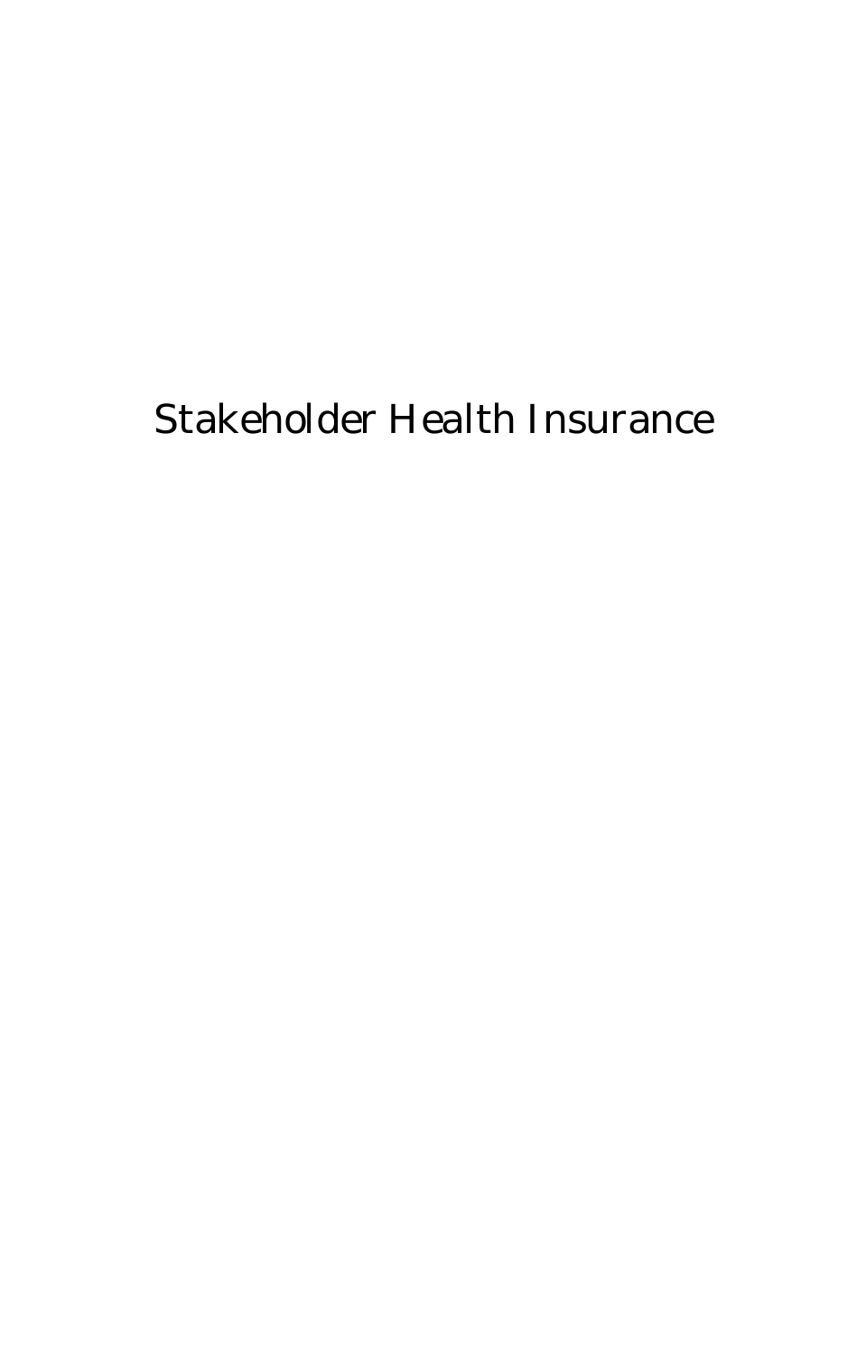# Stakeholder Health Insurance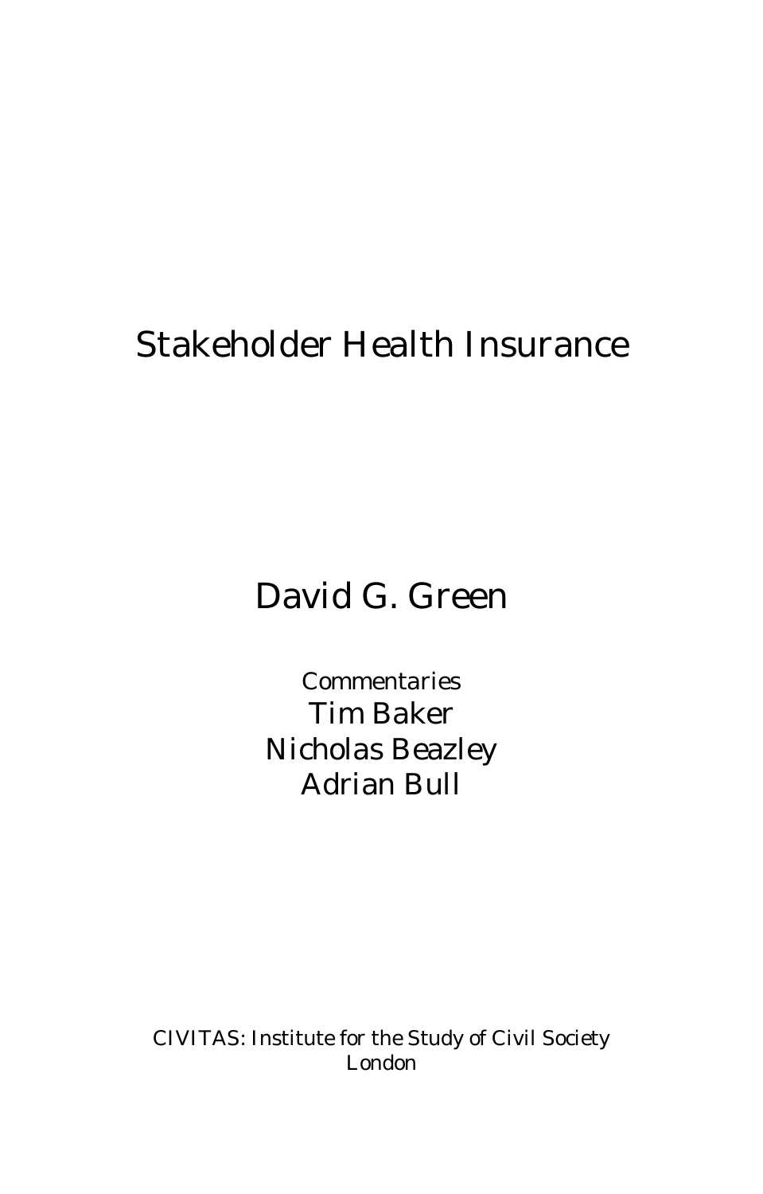# Stakeholder Health Insurance

## David G. Green

Commentaries

Tim Baker

Nicholas Beazley

Adrian Bull

CIVITAS: Institute for the Study of Civil Society

London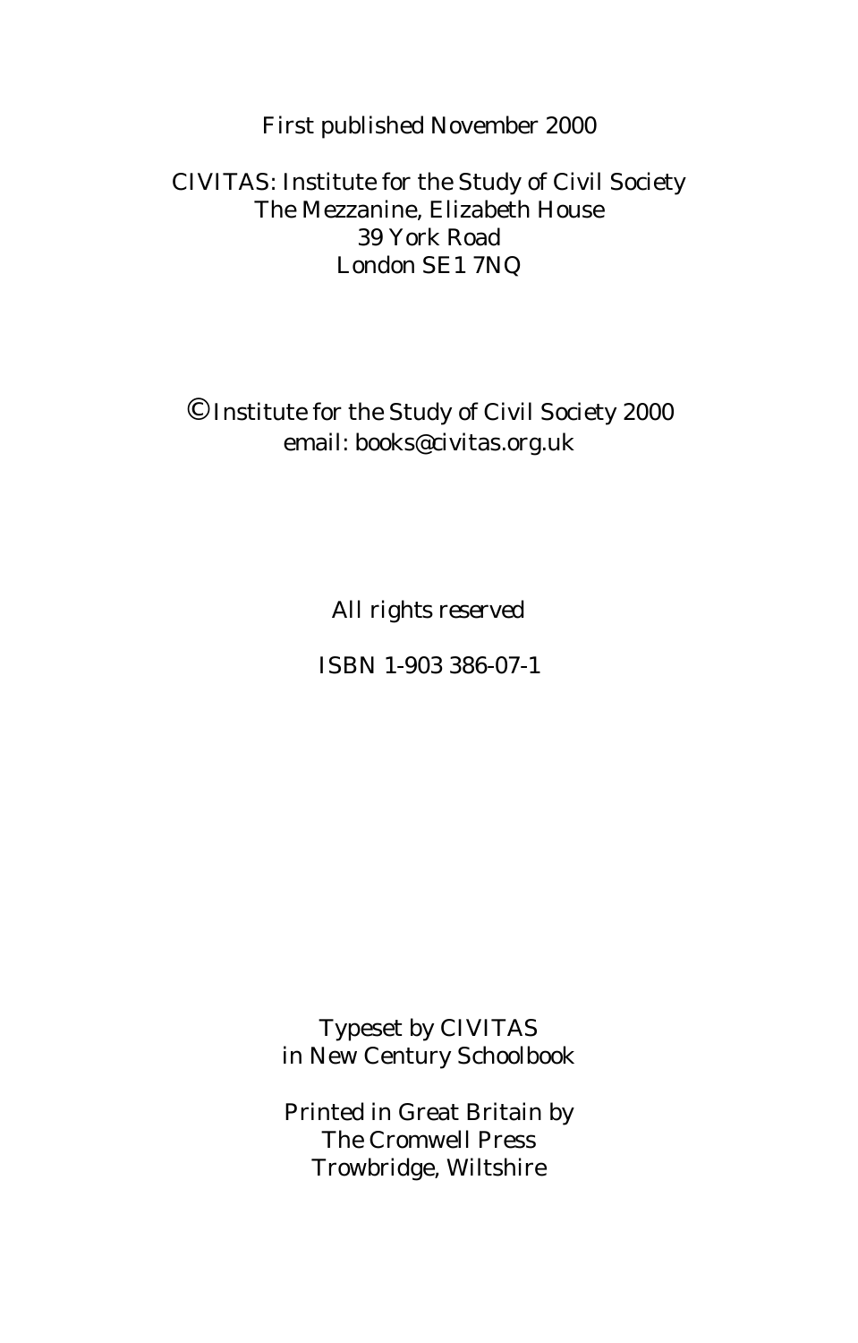First published November 2000

CIVITAS: Institute for the Study of Civil Society
The Mezzanine, Elizabeth House
39 York Road
London SE1 7NQ

© Institute for the Study of Civil Society 2000
email: books@civitas.org.uk

*All rights reserved*

ISBN 1-903 386-07-1

Typeset by CIVITAS
in New Century Schoolbook

Printed in Great Britain by
The Cromwell Press
Trowbridge, Wiltshire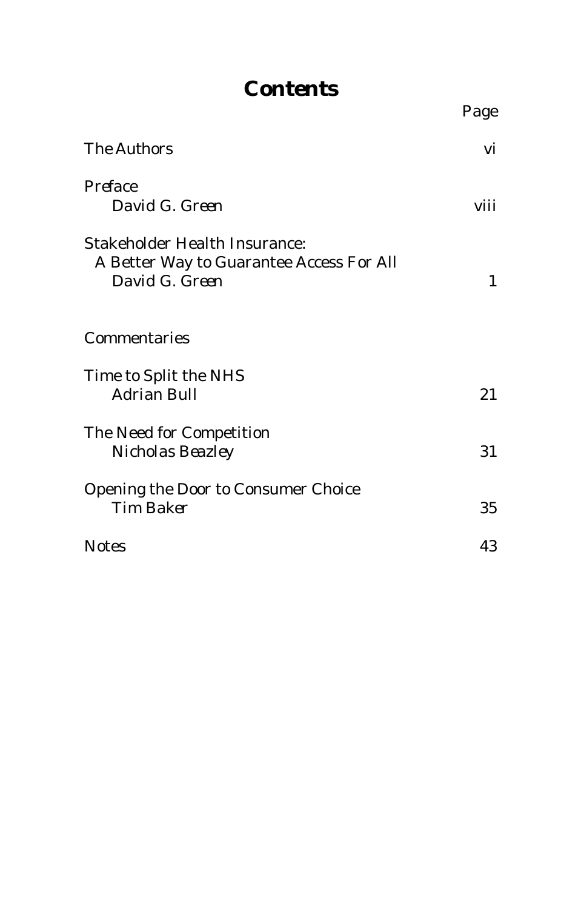# Contents

| | Page |
|---|---|
| The Authors | vi |
| Preface<br>David G. Green | viii |
| Stakeholder Health Insurance:<br>A Better Way to Guarantee Access For All<br>David G. Green | 1 |
| Commentaries | |
| Time to Split the NHS<br>Adrian Bull | 21 |
| The Need for Competition<br>Nicholas Beazley | 31 |
| Opening the Door to Consumer Choice<br>Tim Baker | 35 |
| Notes | 43 |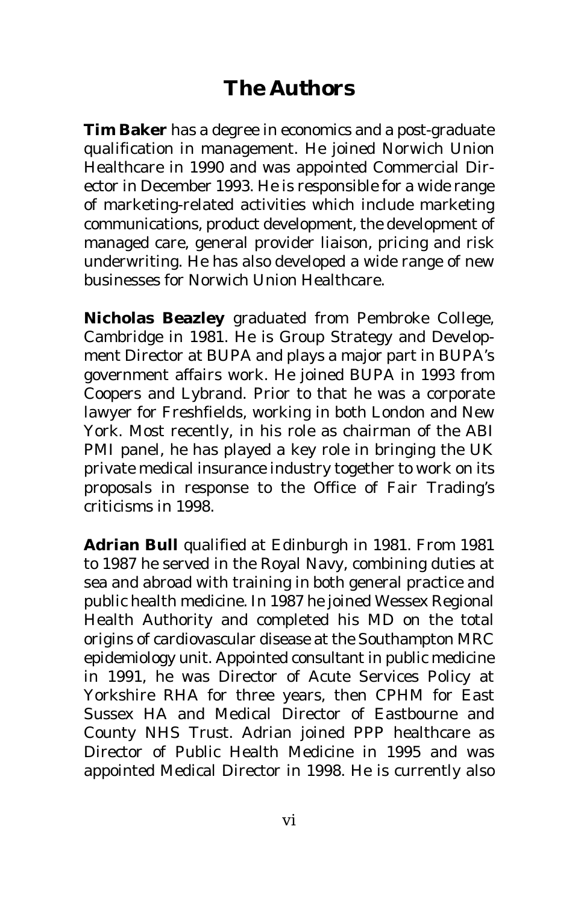# The Authors

**Tim Baker** has a degree in economics and a post-graduate qualification in management. He joined Norwich Union Healthcare in 1990 and was appointed Commercial Director in December 1993. He is responsible for a wide range of marketing-related activities which include marketing communications, product development, the development of managed care, general provider liaison, pricing and risk underwriting. He has also developed a wide range of new businesses for Norwich Union Healthcare.

**Nicholas Beazley** graduated from Pembroke College, Cambridge in 1981. He is Group Strategy and Development Director at BUPA and plays a major part in BUPA's government affairs work. He joined BUPA in 1993 from Coopers and Lybrand. Prior to that he was a corporate lawyer for Freshfields, working in both London and New York. Most recently, in his role as chairman of the ABI PMI panel, he has played a key role in bringing the UK private medical insurance industry together to work on its proposals in response to the Office of Fair Trading's criticisms in 1998.

**Adrian Bull** qualified at Edinburgh in 1981. From 1981 to 1987 he served in the Royal Navy, combining duties at sea and abroad with training in both general practice and public health medicine. In 1987 he joined Wessex Regional Health Authority and completed his MD on the total origins of cardiovascular disease at the Southampton MRC epidemiology unit. Appointed consultant in public medicine in 1991, he was Director of Acute Services Policy at Yorkshire RHA for three years, then CPHM for East Sussex HA and Medical Director of Eastbourne and County NHS Trust. Adrian joined PPP healthcare as Director of Public Health Medicine in 1995 and was appointed Medical Director in 1998. He is currently also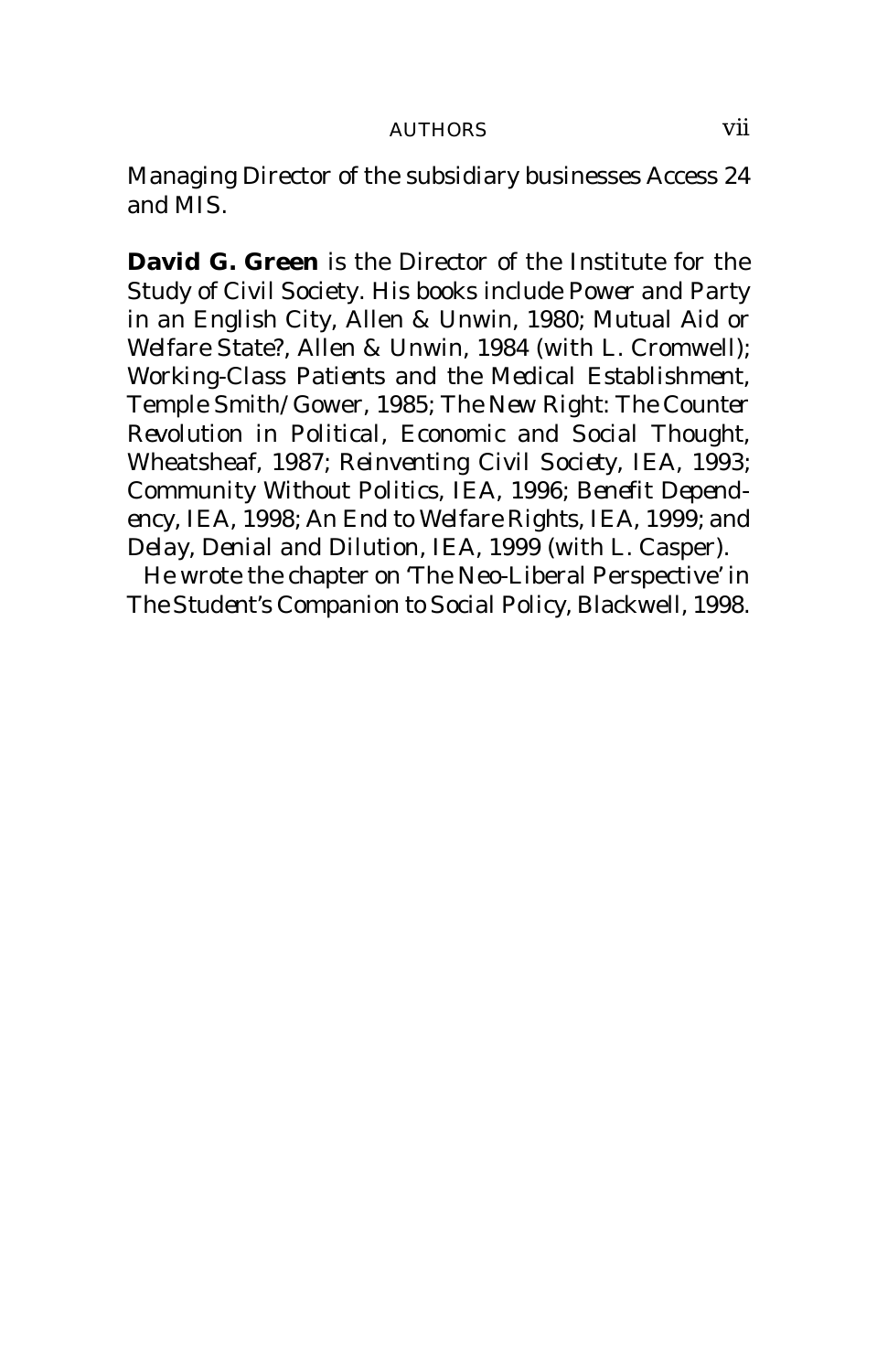Managing Director of the subsidiary businesses Access 24 and MIS.

**David G. Green** is the Director of the Institute for the Study of Civil Society. His books include *Power and Party in an English City*, Allen & Unwin, 1980; *Mutual Aid or Welfare State?*, Allen & Unwin, 1984 (with L. Cromwell); *Working-Class Patients and the Medical Establishment*, Temple Smith/Gower, 1985; *The New Right: The Counter Revolution in Political, Economic and Social Thought*, Wheatsheaf, 1987; *Reinventing Civil Society*, IEA, 1993; *Community Without Politics*, IEA, 1996; *Benefit Dependency*, IEA, 1998; *An End to Welfare Rights*, IEA, 1999; and *Delay, Denial and Dilution*, IEA, 1999 (with L. Casper).

He wrote the chapter on 'The Neo-Liberal Perspective' in *The Student's Companion to Social Policy*, Blackwell, 1998.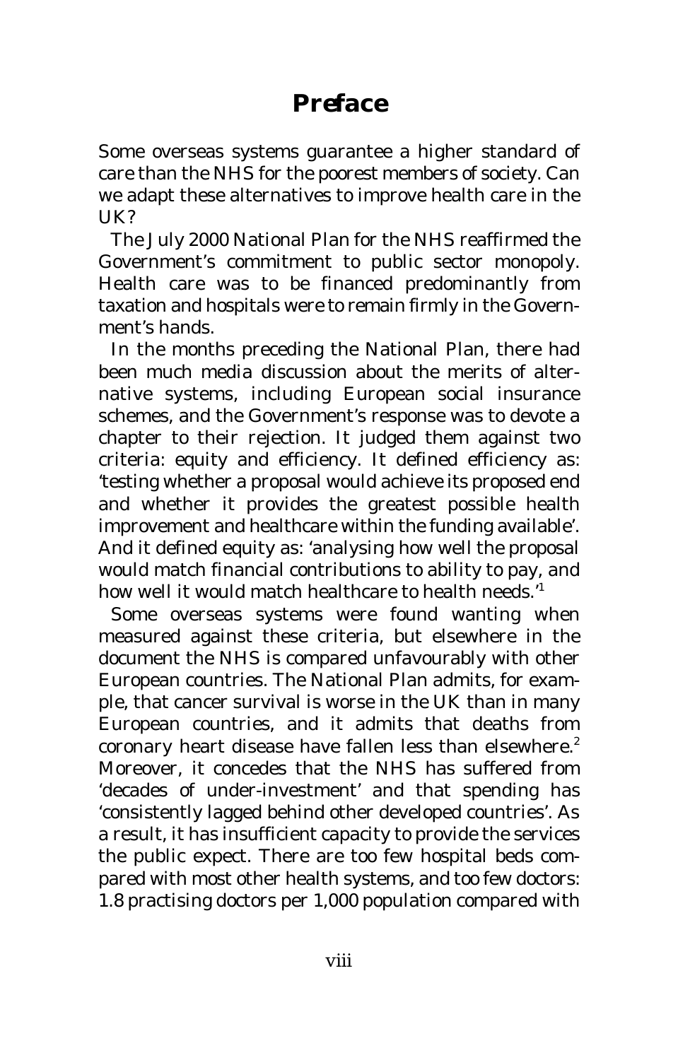# Preface

Some overseas systems guarantee a higher standard of care than the NHS for the poorest members of society. Can we adapt these alternatives to improve health care in the UK?

The July 2000 National Plan for the NHS reaffirmed the Government's commitment to public sector monopoly. Health care was to be financed predominantly from taxation and hospitals were to remain firmly in the Government's hands.

In the months preceding the National Plan, there had been much media discussion about the merits of alternative systems, including European social insurance schemes, and the Government's response was to devote a chapter to their rejection. It judged them against two criteria: equity and efficiency. It defined efficiency as: 'testing whether a proposal would achieve its proposed end and whether it provides the greatest possible health improvement and healthcare within the funding available'. And it defined equity as: 'analysing how well the proposal would match financial contributions to ability to pay, and how well it would match healthcare to health needs.'[1]

Some overseas systems were found wanting when measured against these criteria, but elsewhere in the document the NHS is compared unfavourably with other European countries. The National Plan admits, for example, that cancer survival is worse in the UK than in many European countries, and it admits that deaths from coronary heart disease have fallen less than elsewhere.[2] Moreover, it concedes that the NHS has suffered from 'decades of under-investment' and that spending has 'consistently lagged behind other developed countries'. As a result, it has insufficient capacity to provide the services the public expect. There are too few hospital beds compared with most other health systems, and too few doctors: 1.8 practising doctors per 1,000 population compared with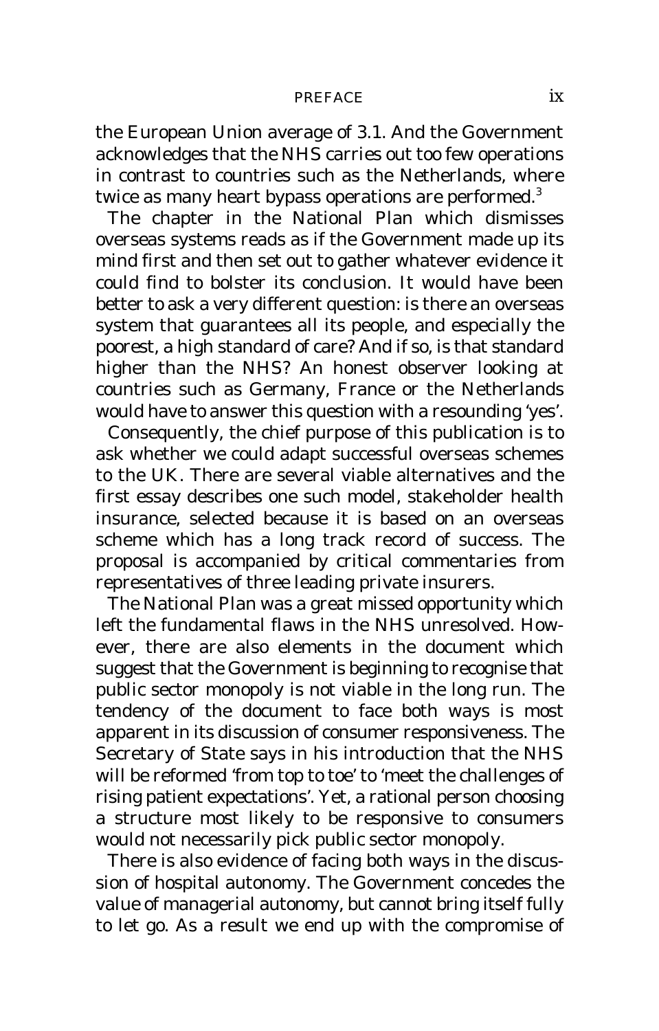the European Union average of 3.1. And the Government acknowledges that the NHS carries out too few operations in contrast to countries such as the Netherlands, where twice as many heart bypass operations are performed.[3]

The chapter in the National Plan which dismisses overseas systems reads as if the Government made up its mind first and then set out to gather whatever evidence it could find to bolster its conclusion. It would have been better to ask a very different question: is there an overseas system that guarantees all its people, and especially the poorest, a high standard of care? And if so, is that standard higher than the NHS? An honest observer looking at countries such as Germany, France or the Netherlands would have to answer this question with a resounding 'yes'.

Consequently, the chief purpose of this publication is to ask whether we could adapt successful overseas schemes to the UK. There are several viable alternatives and the first essay describes one such model, stakeholder health insurance, selected because it is based on an overseas scheme which has a long track record of success. The proposal is accompanied by critical commentaries from representatives of three leading private insurers.

The National Plan was a great missed opportunity which left the fundamental flaws in the NHS unresolved. However, there are also elements in the document which suggest that the Government is beginning to recognise that public sector monopoly is not viable in the long run. The tendency of the document to face both ways is most apparent in its discussion of consumer responsiveness. The Secretary of State says in his introduction that the NHS will be reformed 'from top to toe' to 'meet the challenges of rising patient expectations'. Yet, a rational person choosing a structure most likely to be responsive to consumers would not necessarily pick public sector monopoly.

There is also evidence of facing both ways in the discussion of hospital autonomy. The Government concedes the value of managerial autonomy, but cannot bring itself fully to let go. As a result we end up with the compromise of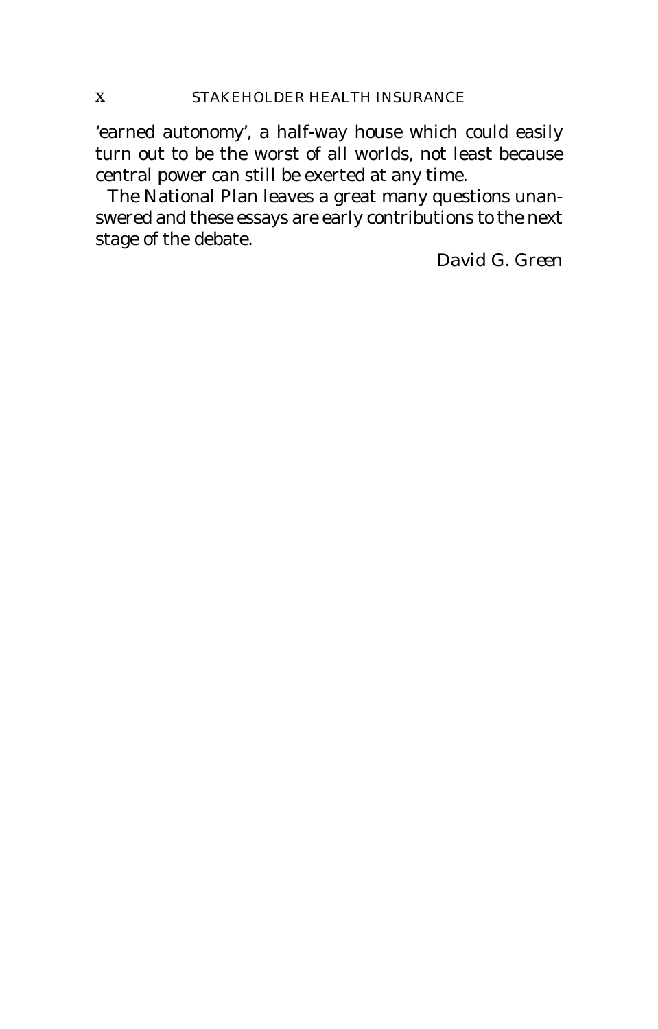'earned autonomy', a half-way house which could easily turn out to be the worst of all worlds, not least because central power can still be exerted at any time.

The National Plan leaves a great many questions unanswered and these essays are early contributions to the next stage of the debate.

*David G. Green*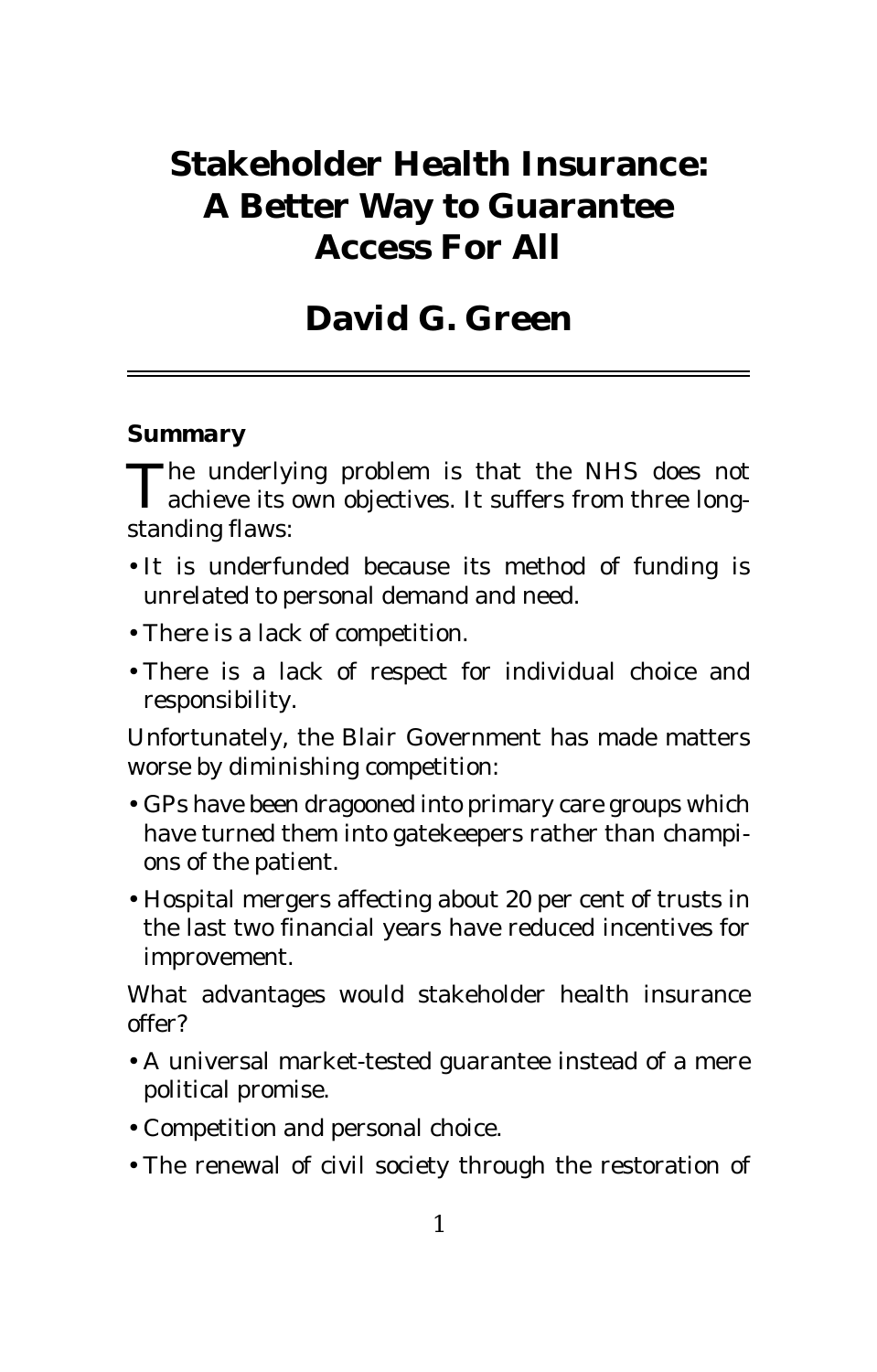# Stakeholder Health Insurance: A Better Way to Guarantee Access For All

## David G. Green

### Summary

The underlying problem is that the NHS does not achieve its own objectives. It suffers from three long-standing flaws:

- It is underfunded because its method of funding is unrelated to personal demand and need.
- There is a lack of competition.
- There is a lack of respect for individual choice and responsibility.

Unfortunately, the Blair Government has made matters worse by diminishing competition:

- GPs have been dragooned into primary care groups which have turned them into gatekeepers rather than champions of the patient.
- Hospital mergers affecting about 20 per cent of trusts in the last two financial years have reduced incentives for improvement.

What advantages would stakeholder health insurance offer?

- A universal market-tested guarantee instead of a mere political promise.
- Competition and personal choice.
- The renewal of civil society through the restoration of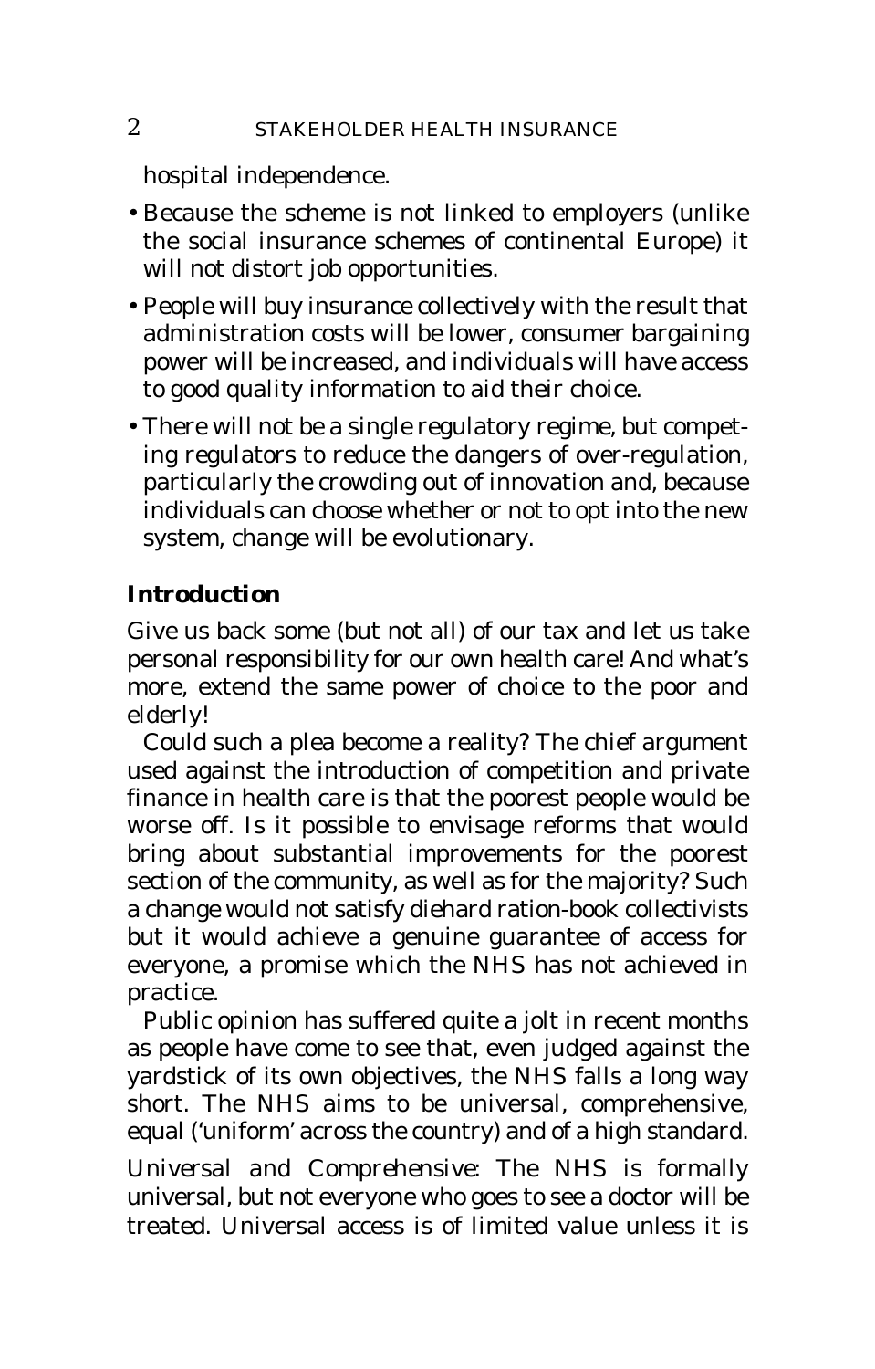hospital independence.

- Because the scheme is not linked to employers (unlike the social insurance schemes of continental Europe) it will not distort job opportunities.
- People will buy insurance collectively with the result that administration costs will be lower, consumer bargaining power will be increased, and individuals will have access to good quality information to aid their choice.
- There will not be a single regulatory regime, but competing regulators to reduce the dangers of over-regulation, particularly the crowding out of innovation and, because individuals can choose whether or not to opt into the new system, change will be evolutionary.

## Introduction

Give us back some (but not all) of our tax and let us take personal responsibility for our own health care! And what's more, extend the same power of choice to the poor and elderly!

Could such a plea become a reality? The chief argument used against the introduction of competition and private finance in health care is that the poorest people would be worse off. Is it possible to envisage reforms that would bring about substantial improvements for the poorest section of the community, as well as for the majority? Such a change would not satisfy diehard ration-book collectivists but it would achieve a genuine guarantee of access for everyone, a promise which the NHS has not achieved in practice.

Public opinion has suffered quite a jolt in recent months as people have come to see that, even judged against the yardstick of its own objectives, the NHS falls a long way short. The NHS aims to be universal, comprehensive, equal ('uniform' across the country) and of a high standard.

*Universal and Comprehensive:* The NHS is formally universal, but not everyone who goes to see a doctor will be treated. Universal access is of limited value unless it is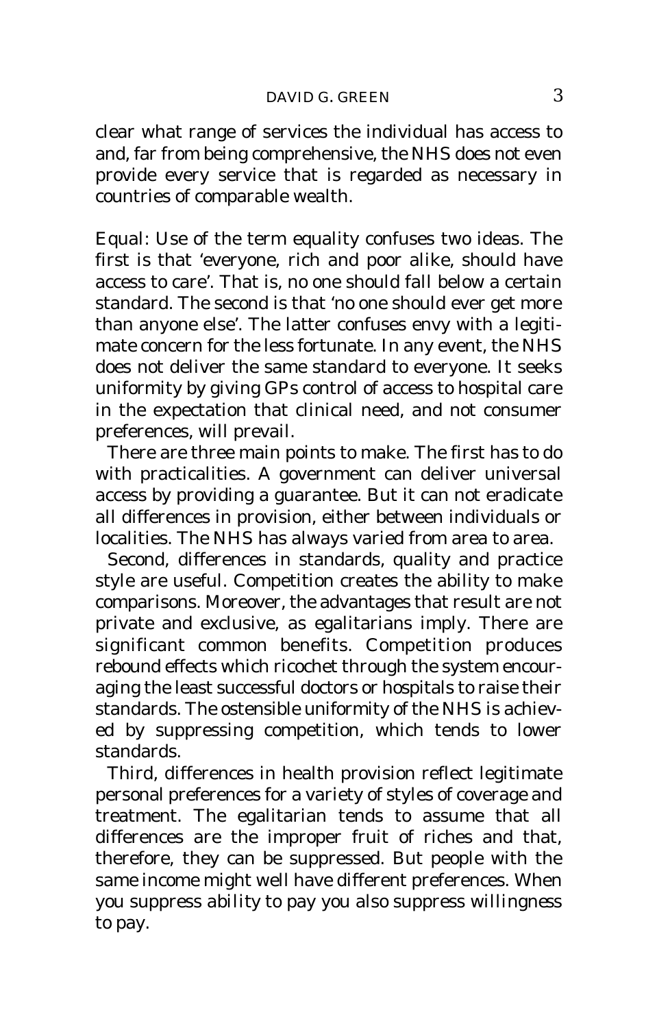clear what range of services the individual has access to and, far from being comprehensive, the NHS does not even provide every service that is regarded as necessary in countries of comparable wealth.

Equal: Use of the term equality confuses two ideas. The first is that 'everyone, rich and poor alike, should have access to care'. That is, no one should fall below a certain standard. The second is that 'no one should ever get more than anyone else'. The latter confuses envy with a legitimate concern for the less fortunate. In any event, the NHS does not deliver the same standard to everyone. It seeks uniformity by giving GPs control of access to hospital care in the expectation that clinical need, and not consumer preferences, will prevail.

There are three main points to make. The first has to do with practicalities. A government can deliver universal access by providing a guarantee. But it can not eradicate all differences in provision, either between individuals or localities. The NHS has always varied from area to area.

Second, differences in standards, quality and practice style are useful. Competition creates the ability to make comparisons. Moreover, the advantages that result are not private and exclusive, as egalitarians imply. There are significant common benefits. Competition produces rebound effects which ricochet through the system encouraging the least successful doctors or hospitals to raise their standards. The ostensible uniformity of the NHS is achieved by suppressing competition, which tends to lower standards.

Third, differences in health provision reflect legitimate personal preferences for a variety of styles of coverage and treatment. The egalitarian tends to assume that all differences are the improper fruit of riches and that, therefore, they can be suppressed. But people with the same income might well have different preferences. When you suppress *ability* to pay you also suppress *willingness* to pay.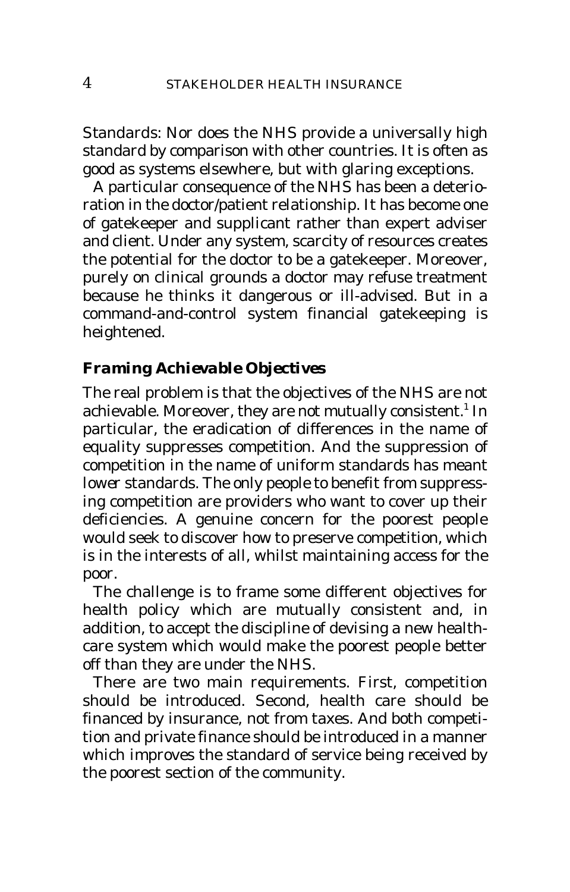Standards: Nor does the NHS provide a universally high standard by comparison with other countries. It is often as good as systems elsewhere, but with glaring exceptions.

A particular consequence of the NHS has been a deterioration in the doctor/patient relationship. It has become one of gatekeeper and supplicant rather than expert adviser and client. Under any system, scarcity of resources creates the potential for the doctor to be a gatekeeper. Moreover, purely on clinical grounds a doctor may refuse treatment because he thinks it dangerous or ill-advised. But in a command-and-control system financial gatekeeping is heightened.

### Framing Achievable Objectives

The real problem is that the objectives of the NHS are not achievable. Moreover, they are not mutually consistent.[1] In particular, the eradication of differences in the name of equality suppresses competition. And the suppression of competition in the name of uniform standards has meant lower standards. The only people to benefit from suppressing competition are providers who want to cover up their deficiencies. A genuine concern for the poorest people would seek to discover how to preserve competition, which is in the interests of all, whilst maintaining access for the poor.

The challenge is to frame some different objectives for health policy which are mutually consistent and, in addition, to accept the discipline of devising a new health-care system which would make the poorest people better off than they are under the NHS.

There are two main requirements. First, competition should be introduced. Second, health care should be financed by insurance, not from taxes. And both competition and private finance should be introduced in a manner which improves the standard of service being received by the poorest section of the community.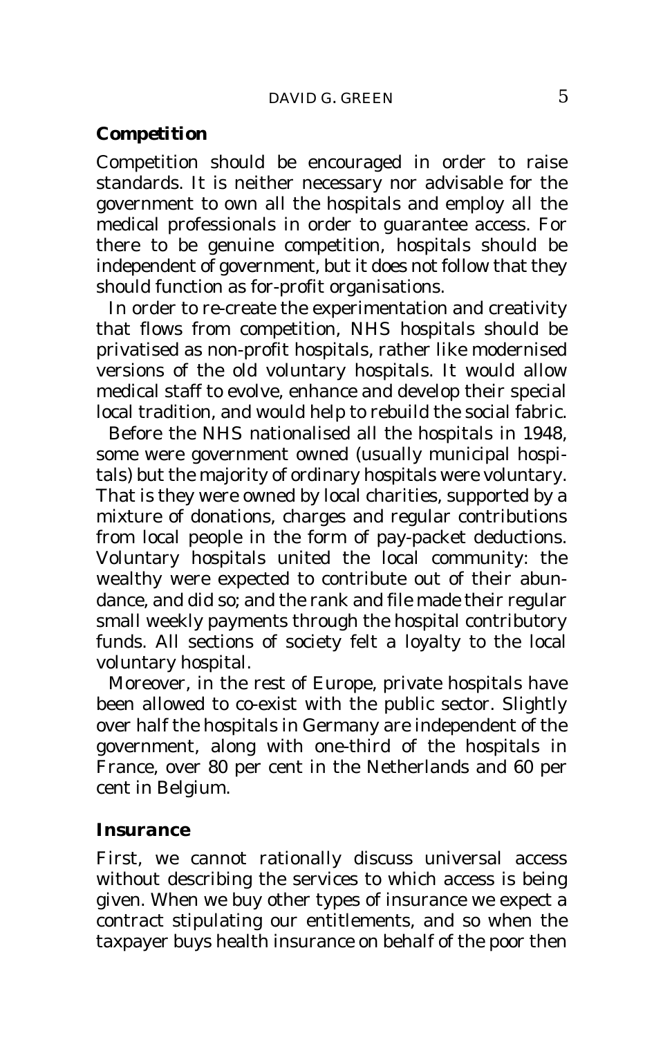## Competition

Competition should be encouraged in order to raise standards. It is neither necessary nor advisable for the government to own all the hospitals and employ all the medical professionals in order to guarantee access. For there to be genuine competition, hospitals should be independent of government, but it does not follow that they should function as for-profit organisations.

In order to re-create the experimentation and creativity that flows from competition, NHS hospitals should be privatised as non-profit hospitals, rather like modernised versions of the old voluntary hospitals. It would allow medical staff to evolve, enhance and develop their special local tradition, and would help to rebuild the social fabric.

Before the NHS nationalised all the hospitals in 1948, some were government owned (usually municipal hospitals) but the majority of ordinary hospitals were voluntary. That is they were owned by local charities, supported by a mixture of donations, charges and regular contributions from local people in the form of pay-packet deductions. Voluntary hospitals united the local community: the wealthy were expected to contribute out of their abundance, and did so; and the rank and file made their regular small weekly payments through the hospital contributory funds. All sections of society felt a loyalty to the local voluntary hospital.

Moreover, in the rest of Europe, private hospitals have been allowed to co-exist with the public sector. Slightly over half the hospitals in Germany are independent of the government, along with one-third of the hospitals in France, over 80 per cent in the Netherlands and 60 per cent in Belgium.

## Insurance

First, we cannot rationally discuss universal access without describing the services to which access is being given. When we buy other types of insurance we expect a contract stipulating our entitlements, and so when the taxpayer buys health insurance on behalf of the poor then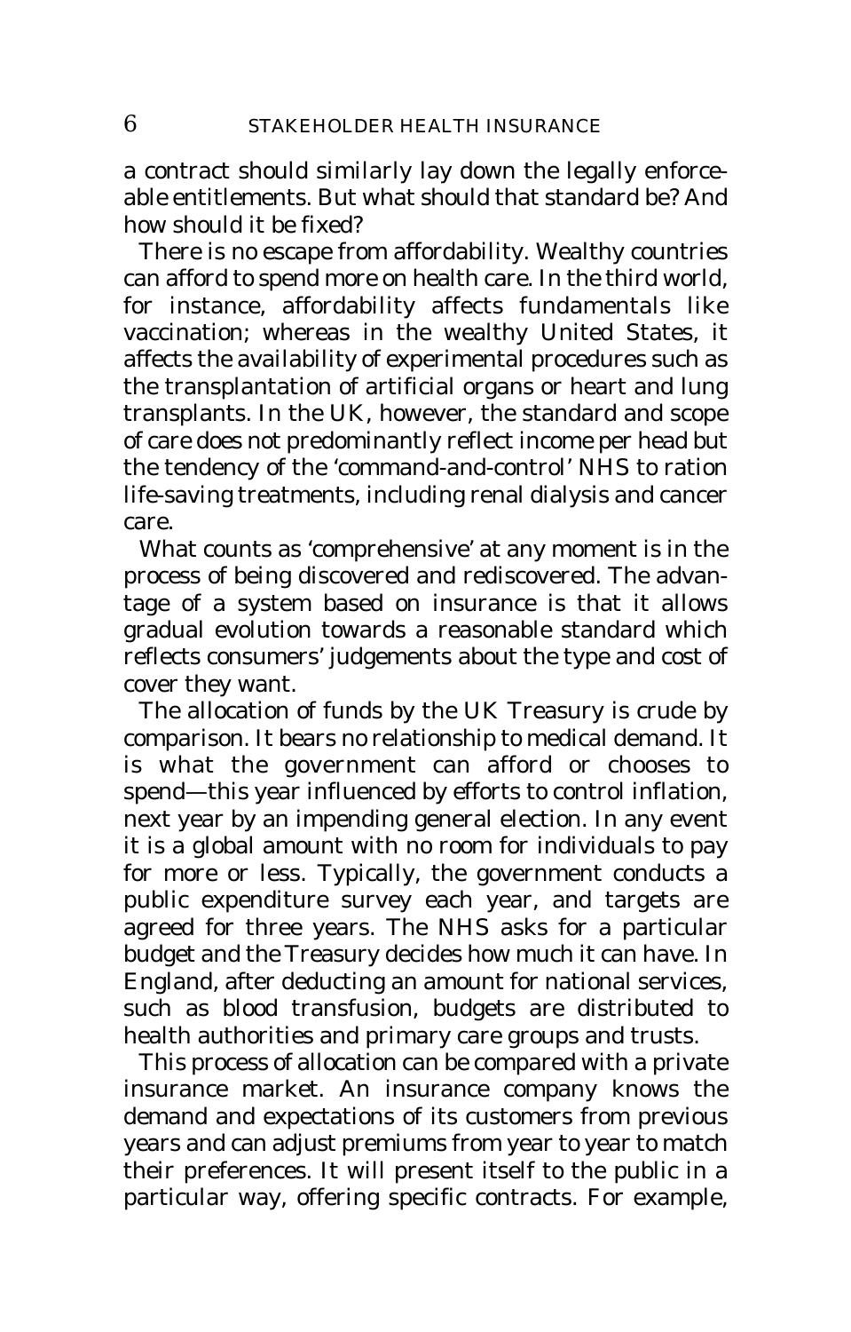a contract should similarly lay down the legally enforceable entitlements. But what should that standard be? And how should it be fixed?

There is no escape from affordability. Wealthy countries can afford to spend more on health care. In the third world, for instance, affordability affects fundamentals like vaccination; whereas in the wealthy United States, it affects the availability of experimental procedures such as the transplantation of artificial organs or heart and lung transplants. In the UK, however, the standard and scope of care does not predominantly reflect income per head but the tendency of the 'command-and-control' NHS to ration life-saving treatments, including renal dialysis and cancer care.

What counts as 'comprehensive' at any moment is in the process of being discovered and rediscovered. The advantage of a system based on insurance is that it allows gradual evolution towards a reasonable standard which reflects consumers' judgements about the type and cost of cover they want.

The allocation of funds by the UK Treasury is crude by comparison. It bears no relationship to medical demand. It is what the government can afford or chooses to spend—this year influenced by efforts to control inflation, next year by an impending general election. In any event it is a global amount with no room for individuals to pay for more or less. Typically, the government conducts a public expenditure survey each year, and targets are agreed for three years. The NHS asks for a particular budget and the Treasury decides how much it can have. In England, after deducting an amount for national services, such as blood transfusion, budgets are distributed to health authorities and primary care groups and trusts.

This process of allocation can be compared with a private insurance market. An insurance company knows the demand and expectations of its customers from previous years and can adjust premiums from year to year to match their preferences. It will present itself to the public in a particular way, offering specific contracts. For example,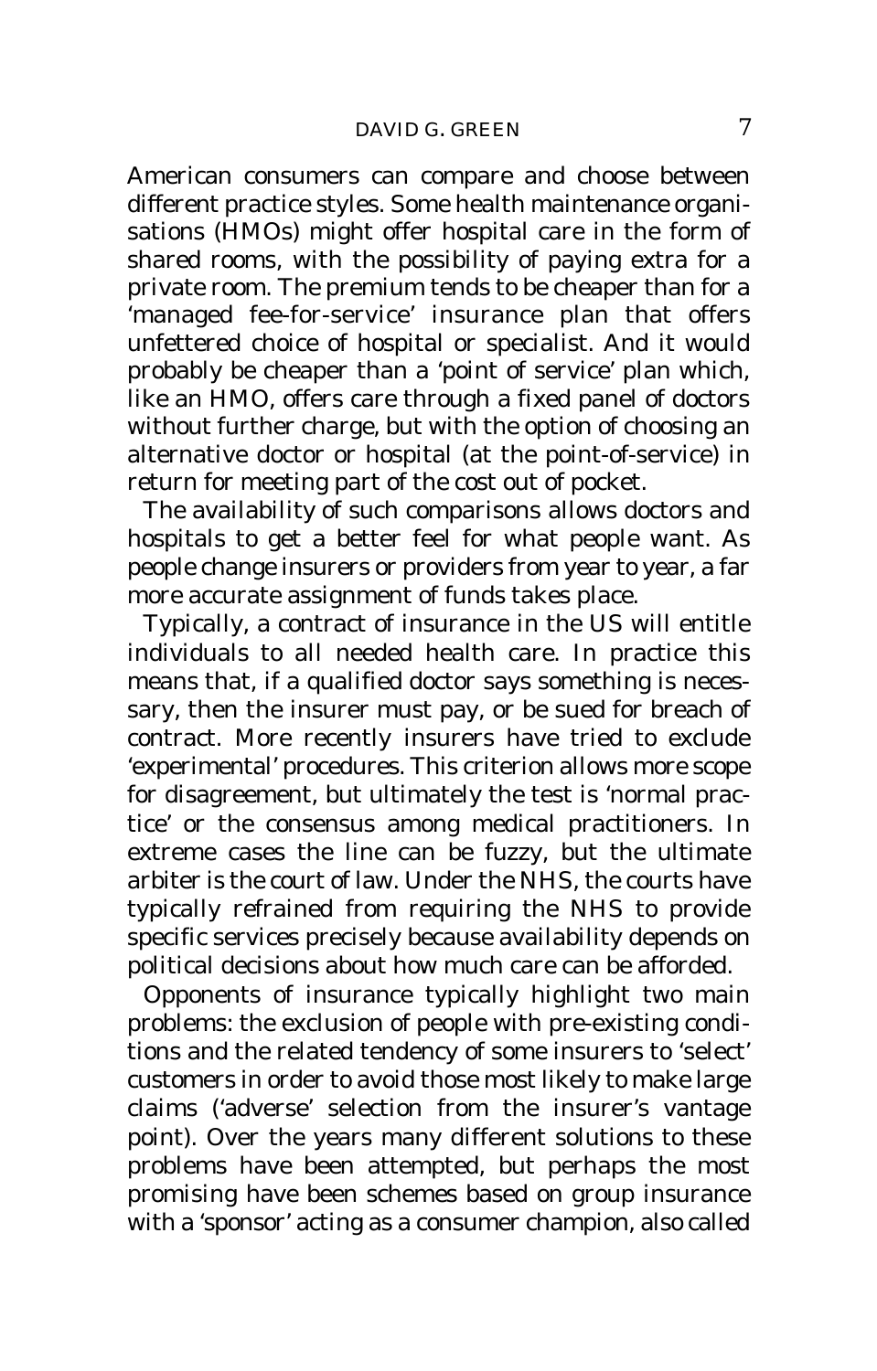American consumers can compare and choose between different practice styles. Some health maintenance organisations (HMOs) might offer hospital care in the form of shared rooms, with the possibility of paying extra for a private room. The premium tends to be cheaper than for a 'managed fee-for-service' insurance plan that offers unfettered choice of hospital or specialist. And it would probably be cheaper than a 'point of service' plan which, like an HMO, offers care through a fixed panel of doctors without further charge, but with the option of choosing an alternative doctor or hospital (at the point-of-service) in return for meeting part of the cost out of pocket.

The availability of such comparisons allows doctors and hospitals to get a better feel for what people want. As people change insurers or providers from year to year, a far more accurate assignment of funds takes place.

Typically, a contract of insurance in the US will entitle individuals to all needed health care. In practice this means that, if a qualified doctor says something is necessary, then the insurer must pay, or be sued for breach of contract. More recently insurers have tried to exclude 'experimental' procedures. This criterion allows more scope for disagreement, but ultimately the test is 'normal practice' or the consensus among medical practitioners. In extreme cases the line can be fuzzy, but the ultimate arbiter is the court of law. Under the NHS, the courts have typically refrained from requiring the NHS to provide specific services precisely because availability depends on political decisions about how much care can be afforded.

Opponents of insurance typically highlight two main problems: the exclusion of people with pre-existing conditions and the related tendency of some insurers to 'select' customers in order to avoid those most likely to make large claims ('adverse' selection from the insurer's vantage point). Over the years many different solutions to these problems have been attempted, but perhaps the most promising have been schemes based on group insurance with a 'sponsor' acting as a consumer champion, also called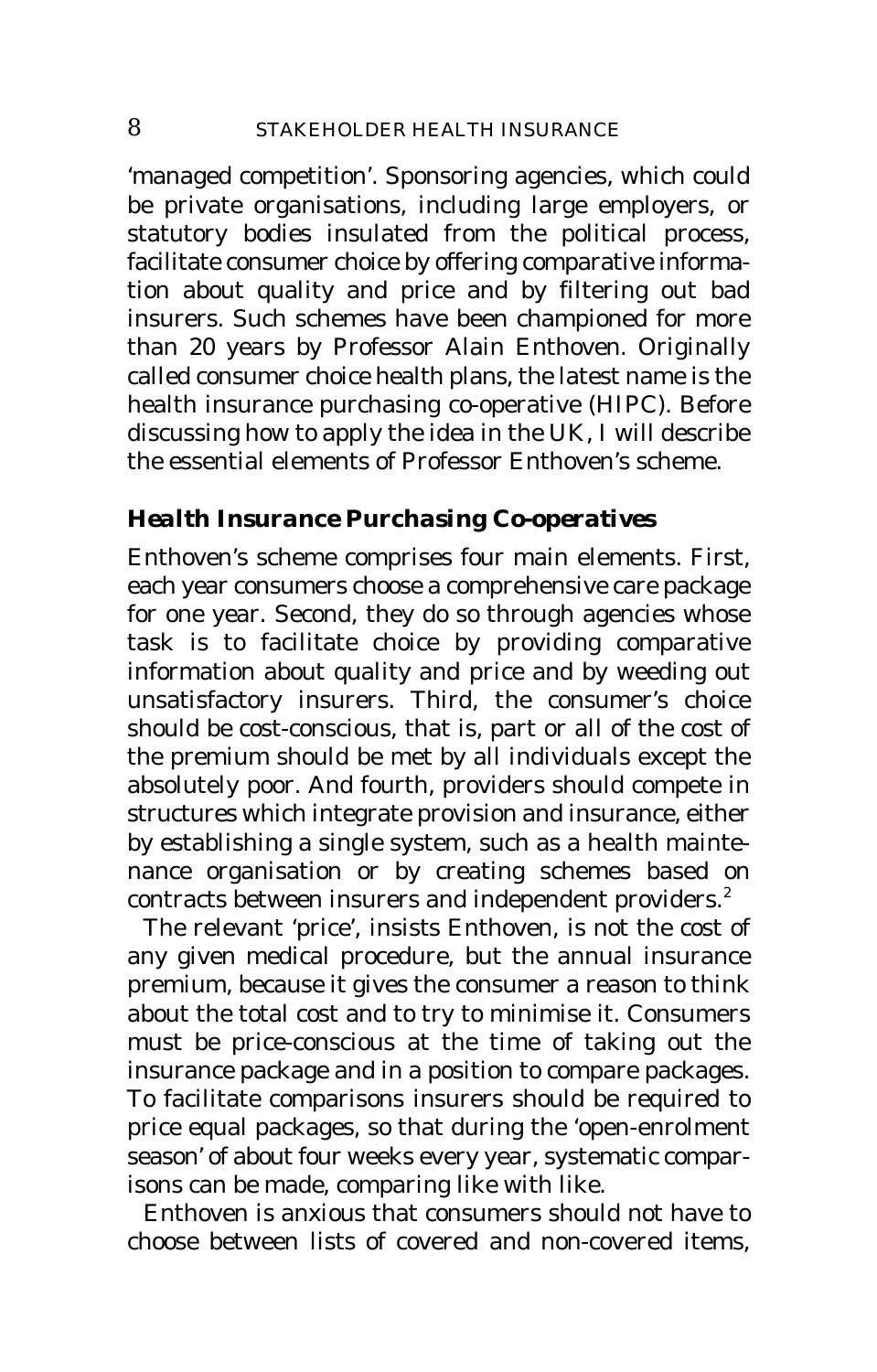'managed competition'. Sponsoring agencies, which could be private organisations, including large employers, or statutory bodies insulated from the political process, facilitate consumer choice by offering comparative information about quality and price and by filtering out bad insurers. Such schemes have been championed for more than 20 years by Professor Alain Enthoven. Originally called consumer choice health plans, the latest name is the health insurance purchasing co-operative (HIPC). Before discussing how to apply the idea in the UK, I will describe the essential elements of Professor Enthoven's scheme.

### Health Insurance Purchasing Co-operatives

Enthoven's scheme comprises four main elements. First, each year consumers choose a comprehensive care package for one year. Second, they do so through agencies whose task is to facilitate choice by providing comparative information about quality and price and by weeding out unsatisfactory insurers. Third, the consumer's choice should be cost-conscious, that is, part or all of the cost of the premium should be met by all individuals except the absolutely poor. And fourth, providers should compete in structures which integrate provision and insurance, either by establishing a single system, such as a health maintenance organisation or by creating schemes based on contracts between insurers and independent providers.[2]

The relevant 'price', insists Enthoven, is not the cost of any given medical procedure, but the annual insurance premium, because it gives the consumer a reason to think about the total cost and to try to minimise it. Consumers must be price-conscious at the time of taking out the insurance package and in a position to compare packages. To facilitate comparisons insurers should be required to price equal packages, so that during the 'open-enrolment season' of about four weeks every year, systematic comparisons can be made, comparing like with like.

Enthoven is anxious that consumers should not have to choose between lists of covered and non-covered items,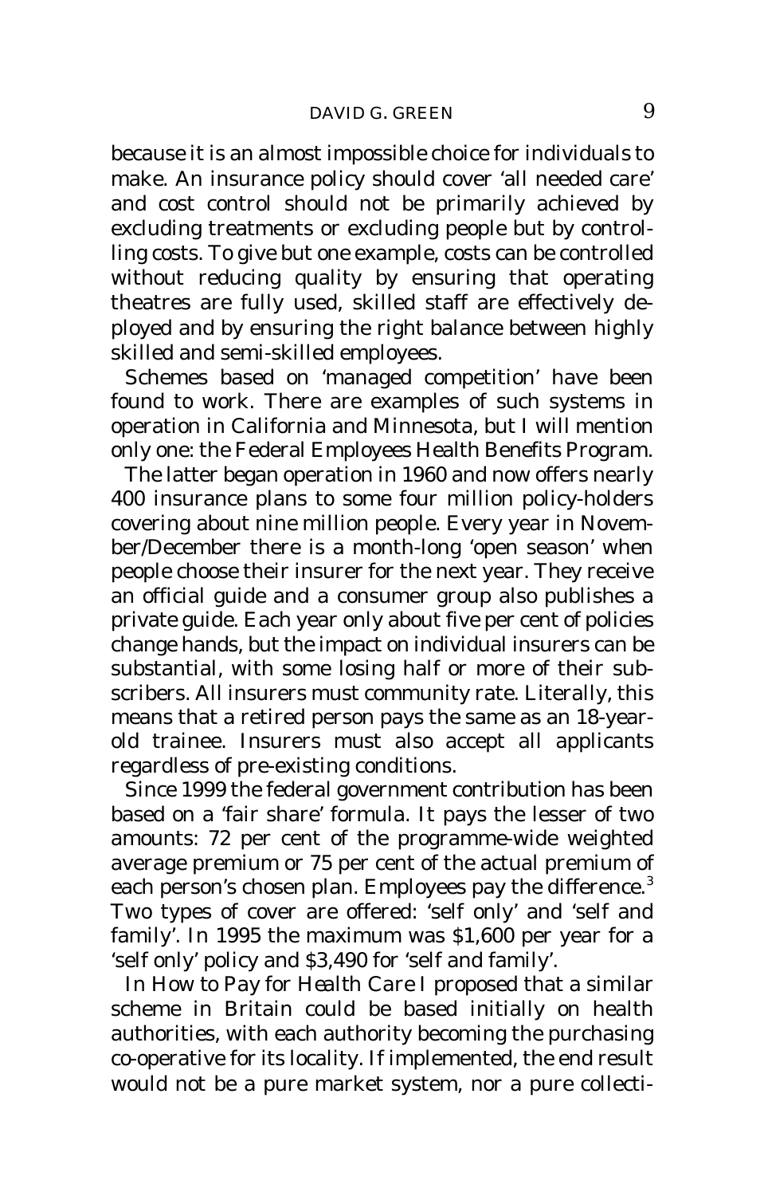because it is an almost impossible choice for individuals to make. An insurance policy should cover 'all needed care' and cost control should not be primarily achieved by excluding treatments or excluding people but by controlling costs. To give but one example, costs can be controlled without reducing quality by ensuring that operating theatres are fully used, skilled staff are effectively deployed and by ensuring the right balance between highly skilled and semi-skilled employees.

Schemes based on 'managed competition' have been found to work. There are examples of such systems in operation in California and Minnesota, but I will mention only one: the Federal Employees Health Benefits Program.

The latter began operation in 1960 and now offers nearly 400 insurance plans to some four million policy-holders covering about nine million people. Every year in November/December there is a month-long 'open season' when people choose their insurer for the next year. They receive an official guide and a consumer group also publishes a private guide. Each year only about five per cent of policies change hands, but the impact on individual insurers can be substantial, with some losing half or more of their subscribers. All insurers must community rate. Literally, this means that a retired person pays the same as an 18-year-old trainee. Insurers must also accept all applicants regardless of pre-existing conditions.

Since 1999 the federal government contribution has been based on a 'fair share' formula. It pays the lesser of two amounts: 72 per cent of the programme-wide weighted average premium or 75 per cent of the actual premium of each person's chosen plan. Employees pay the difference.[3] Two types of cover are offered: 'self only' and 'self and family'. In 1995 the maximum was $1,600 per year for a 'self only' policy and $3,490 for 'self and family'.

In *How to Pay for Health Care* I proposed that a similar scheme in Britain could be based initially on health authorities, with each authority becoming the purchasing co-operative for its locality. If implemented, the end result would not be a pure market system, nor a pure collecti-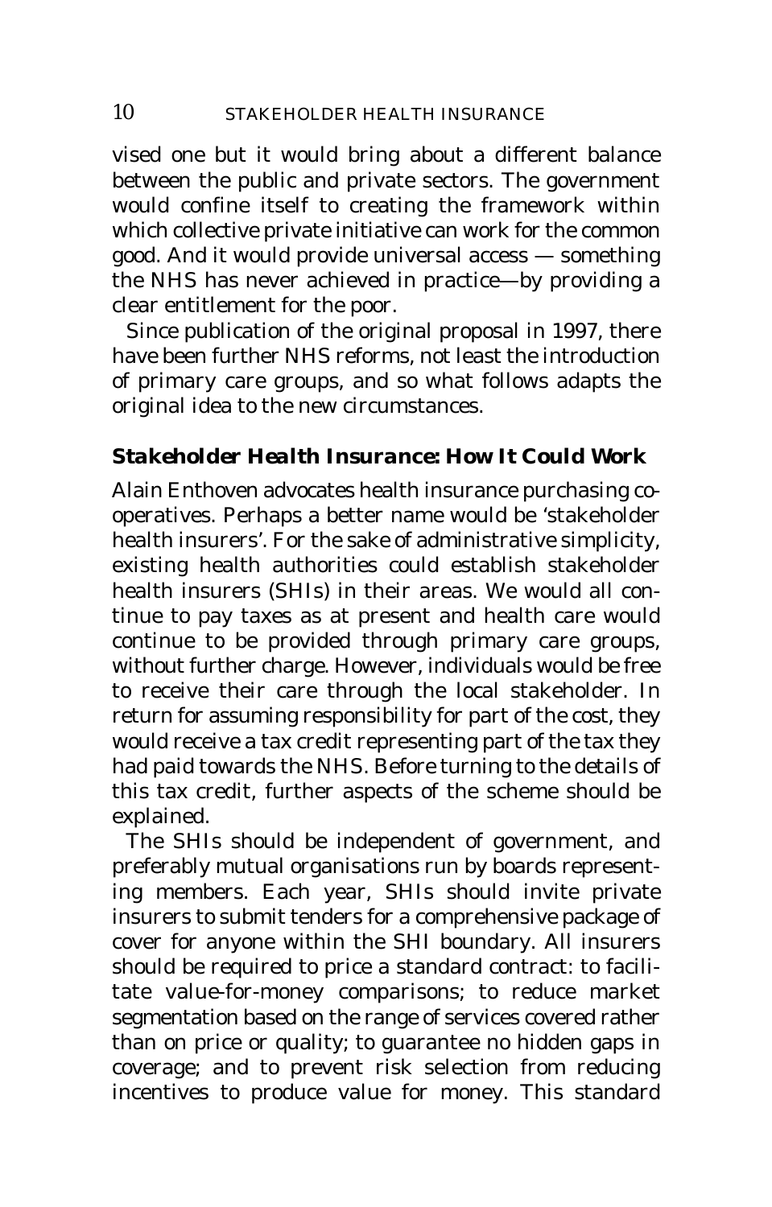vised one but it would bring about a different balance between the public and private sectors. The government would confine itself to creating the framework within which collective private initiative can work for the common good. And it would provide universal access — something the NHS has never achieved in practice—by providing a clear entitlement for the poor.

Since publication of the original proposal in 1997, there have been further NHS reforms, not least the introduction of primary care groups, and so what follows adapts the original idea to the new circumstances.

### *Stakeholder Health Insurance: How It Could Work*

Alain Enthoven advocates health insurance purchasing co-operatives. Perhaps a better name would be 'stakeholder health insurers'. For the sake of administrative simplicity, existing health authorities could establish stakeholder health insurers (SHIs) in their areas. We would all continue to pay taxes as at present and health care would continue to be provided through primary care groups, without further charge. However, individuals would be free to receive their care through the local stakeholder. In return for assuming responsibility for part of the cost, they would receive a tax credit representing part of the tax they had paid towards the NHS. Before turning to the details of this tax credit, further aspects of the scheme should be explained.

The SHIs should be independent of government, and preferably mutual organisations run by boards representing members. Each year, SHIs should invite private insurers to submit tenders for a comprehensive package of cover for anyone within the SHI boundary. All insurers should be required to price a standard contract: to facilitate value-for-money comparisons; to reduce market segmentation based on the range of services covered rather than on price or quality; to guarantee no hidden gaps in coverage; and to prevent risk selection from reducing incentives to produce value for money. This standard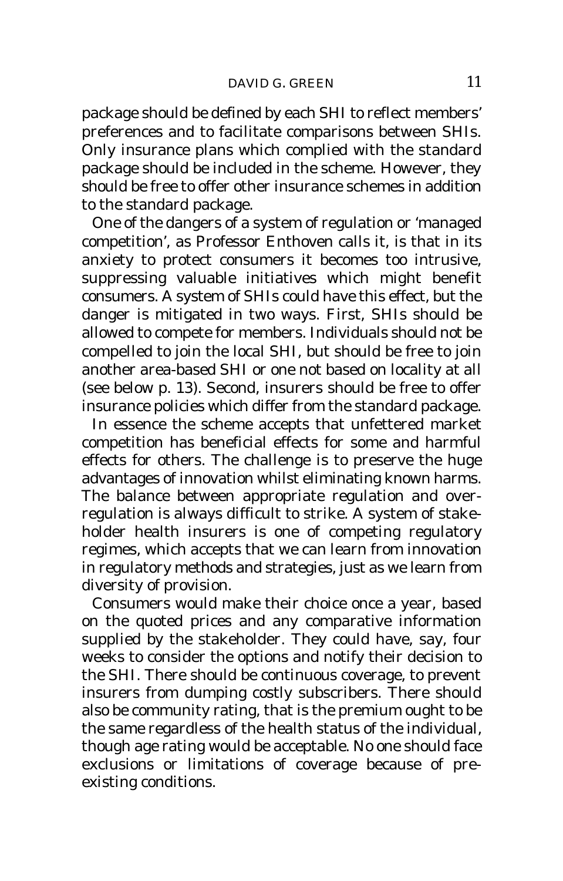package should be defined by each SHI to reflect members' preferences and to facilitate comparisons between SHIs. Only insurance plans which complied with the standard package should be included in the scheme. However, they should be free to offer other insurance schemes in addition to the standard package.

One of the dangers of a system of regulation or 'managed competition', as Professor Enthoven calls it, is that in its anxiety to protect consumers it becomes too intrusive, suppressing valuable initiatives which might benefit consumers. A system of SHIs could have this effect, but the danger is mitigated in two ways. First, SHIs should be allowed to compete for members. Individuals should not be compelled to join the local SHI, but should be free to join another area-based SHI or one not based on locality at all (see below p. 13). Second, insurers should be free to offer insurance policies which differ from the standard package.

In essence the scheme accepts that unfettered market competition has beneficial effects for some and harmful effects for others. The challenge is to preserve the huge advantages of innovation whilst eliminating known harms. The balance between appropriate regulation and over-regulation is always difficult to strike. A system of stake-holder health insurers is one of competing regulatory regimes, which accepts that we can learn from innovation in regulatory methods and strategies, just as we learn from diversity of provision.

Consumers would make their choice once a year, based on the quoted prices and any comparative information supplied by the stakeholder. They could have, say, four weeks to consider the options and notify their decision to the SHI. There should be continuous coverage, to prevent insurers from dumping costly subscribers. There should also be community rating, that is the premium ought to be the same regardless of the health status of the individual, though age rating would be acceptable. No one should face exclusions or limitations of coverage because of pre-existing conditions.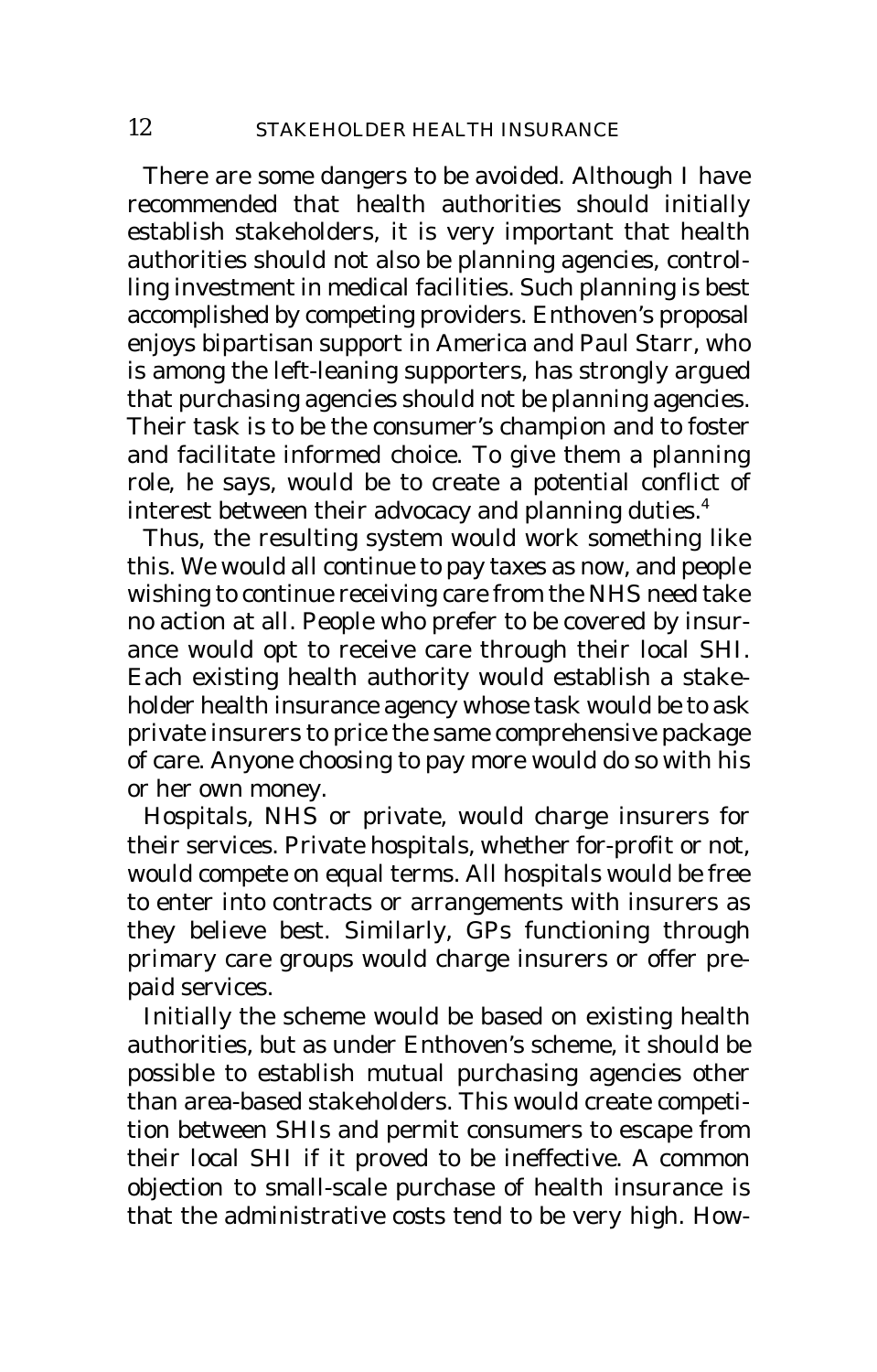There are some dangers to be avoided. Although I have recommended that health authorities should initially establish stakeholders, it is very important that health authorities should not also be planning agencies, controlling investment in medical facilities. Such planning is best accomplished by competing providers. Enthoven's proposal enjoys bipartisan support in America and Paul Starr, who is among the left-leaning supporters, has strongly argued that purchasing agencies should not be planning agencies. Their task is to be the consumer's champion and to foster and facilitate informed choice. To give them a planning role, he says, would be to create a potential conflict of interest between their advocacy and planning duties.[4]

Thus, the resulting system would work something like this. We would all continue to pay taxes as now, and people wishing to continue receiving care from the NHS need take no action at all. People who prefer to be covered by insurance would opt to receive care through their local SHI. Each existing health authority would establish a stakeholder health insurance agency whose task would be to ask private insurers to price the same comprehensive package of care. Anyone choosing to pay more would do so with his or her own money.

Hospitals, NHS or private, would charge insurers for their services. Private hospitals, whether for-profit or not, would compete on equal terms. All hospitals would be free to enter into contracts or arrangements with insurers as they believe best. Similarly, GPs functioning through primary care groups would charge insurers or offer prepaid services.

Initially the scheme would be based on existing health authorities, but as under Enthoven's scheme, it should be possible to establish mutual purchasing agencies other than area-based stakeholders. This would create competition between SHIs and permit consumers to escape from their local SHI if it proved to be ineffective. A common objection to small-scale purchase of health insurance is that the administrative costs tend to be very high. How-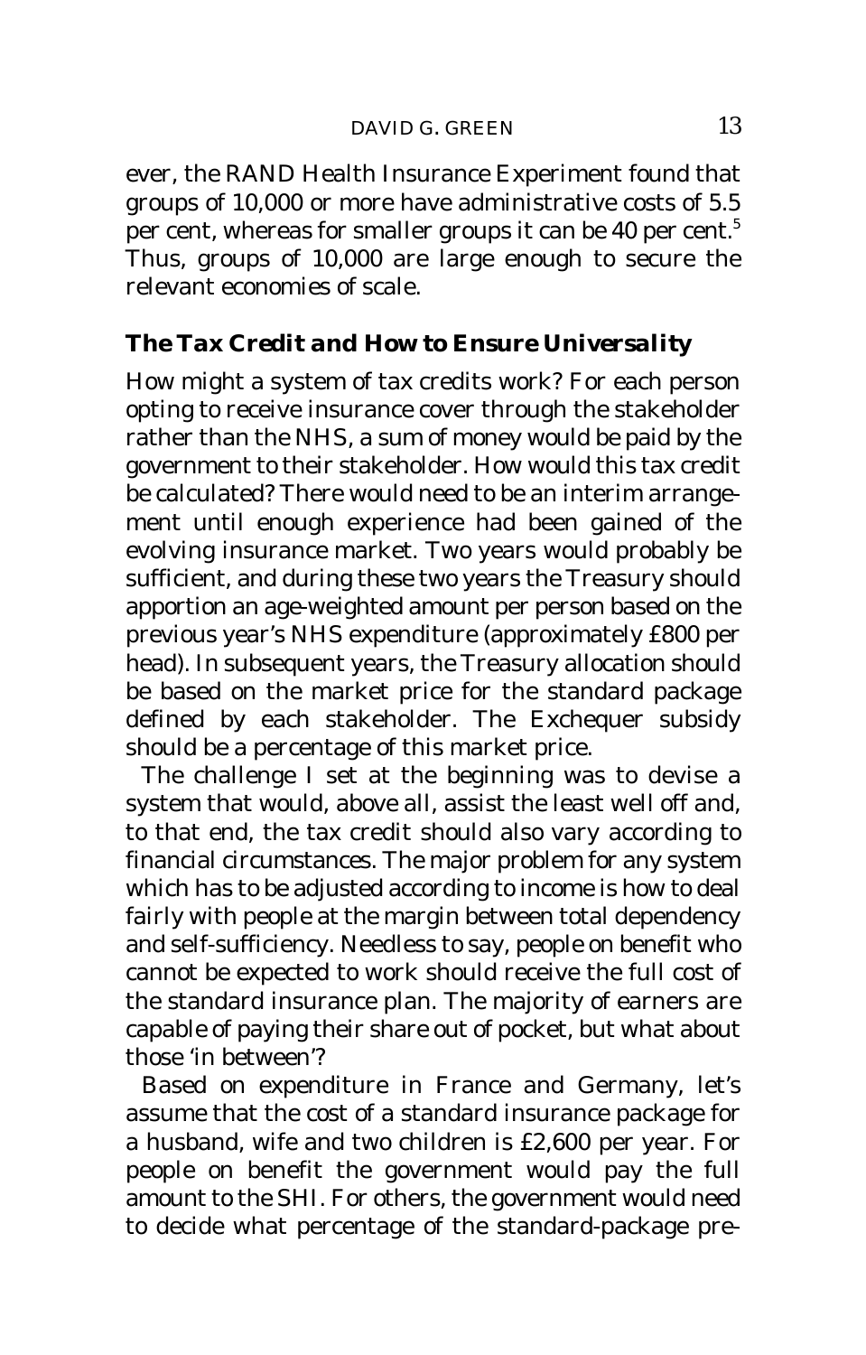ever, the RAND Health Insurance Experiment found that groups of 10,000 or more have administrative costs of 5.5 per cent, whereas for smaller groups it can be 40 per cent.[5] Thus, groups of 10,000 are large enough to secure the relevant economies of scale.

### The Tax Credit and How to Ensure Universality

How might a system of tax credits work? For each person opting to receive insurance cover through the stakeholder rather than the NHS, a sum of money would be paid by the government to their stakeholder. How would this tax credit be calculated? There would need to be an interim arrangement until enough experience had been gained of the evolving insurance market. Two years would probably be sufficient, and during these two years the Treasury should apportion an age-weighted amount per person based on the previous year's NHS expenditure (approximately £800 per head). In subsequent years, the Treasury allocation should be based on the market price for the standard package defined by each stakeholder. The Exchequer subsidy should be a percentage of this market price.

The challenge I set at the beginning was to devise a system that would, above all, assist the least well off and, to that end, the tax credit should also vary according to financial circumstances. The major problem for any system which has to be adjusted according to income is how to deal fairly with people at the margin between total dependency and self-sufficiency. Needless to say, people on benefit who cannot be expected to work should receive the full cost of the standard insurance plan. The majority of earners are capable of paying their share out of pocket, but what about those 'in between'?

Based on expenditure in France and Germany, let's assume that the cost of a standard insurance package for a husband, wife and two children is £2,600 per year. For people on benefit the government would pay the full amount to the SHI. For others, the government would need to decide what percentage of the standard-package pre-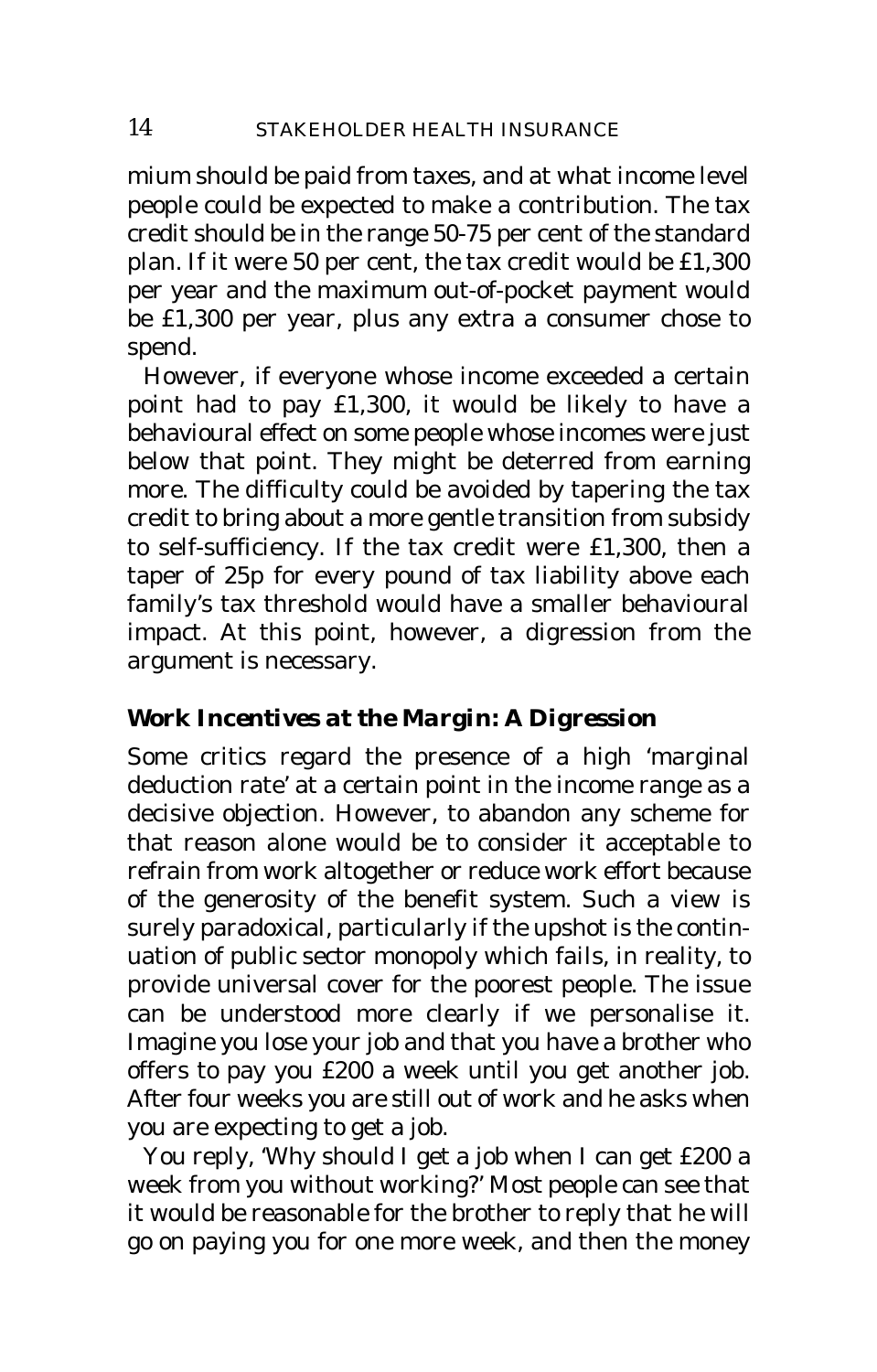mium should be paid from taxes, and at what income level people could be expected to make a contribution. The tax credit should be in the range 50-75 per cent of the standard plan. If it were 50 per cent, the tax credit would be £1,300 per year and the maximum out-of-pocket payment would be £1,300 per year, plus any extra a consumer chose to spend.

However, if everyone whose income exceeded a certain point had to pay £1,300, it would be likely to have a behavioural effect on some people whose incomes were just below that point. They might be deterred from earning more. The difficulty could be avoided by tapering the tax credit to bring about a more gentle transition from subsidy to self-sufficiency. If the tax credit were £1,300, then a taper of 25p for every pound of tax liability above each family's tax threshold would have a smaller behavioural impact. At this point, however, a digression from the argument is necessary.

### *Work Incentives at the Margin: A Digression*

Some critics regard the presence of a high 'marginal deduction rate' at a certain point in the income range as a decisive objection. However, to abandon any scheme for that reason alone would be to consider it acceptable to refrain from work altogether or reduce work effort because of the generosity of the benefit system. Such a view is surely paradoxical, particularly if the upshot is the continuation of public sector monopoly which fails, in reality, to provide universal cover for the poorest people. The issue can be understood more clearly if we personalise it. Imagine you lose your job and that you have a brother who offers to pay you £200 a week until you get another job. After four weeks you are still out of work and he asks when you are expecting to get a job.

You reply, 'Why should I get a job when I can get £200 a week from you without working?' Most people can see that it would be reasonable for the brother to reply that he will go on paying you for one more week, and then the money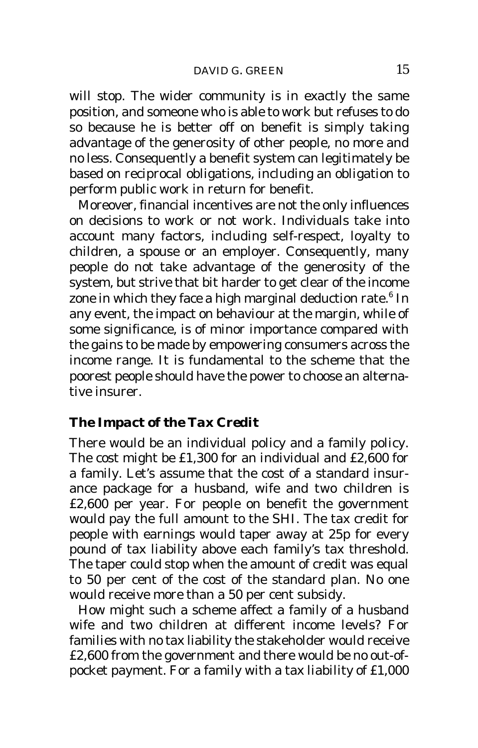will stop. The wider community is in exactly the same position, and someone who is able to work but refuses to do so because he is better off on benefit is simply taking advantage of the generosity of other people, no more and no less. Consequently a benefit system can legitimately be based on reciprocal obligations, including an obligation to perform public work in return for benefit.

Moreover, financial incentives are not the only influences on decisions to work or not work. Individuals take into account many factors, including self-respect, loyalty to children, a spouse or an employer. Consequently, many people do not take advantage of the generosity of the system, but strive that bit harder to get clear of the income zone in which they face a high marginal deduction rate.[6] In any event, the impact on behaviour at the margin, while of some significance, is of minor importance compared with the gains to be made by empowering consumers across the income range. It is fundamental to the scheme that the poorest people should have the power to choose an alternative insurer.

### The Impact of the Tax Credit

There would be an individual policy and a family policy. The cost might be £1,300 for an individual and £2,600 for a family. Let's assume that the cost of a standard insurance package for a husband, wife and two children is £2,600 per year. For people on benefit the government would pay the full amount to the SHI. The tax credit for people with earnings would taper away at 25p for every pound of tax liability above each family's tax threshold. The taper could stop when the amount of credit was equal to 50 per cent of the cost of the standard plan. No one would receive more than a 50 per cent subsidy.

How might such a scheme affect a family of a husband wife and two children at different income levels? For families with no tax liability the stakeholder would receive £2,600 from the government and there would be no out-of-pocket payment. For a family with a tax liability of £1,000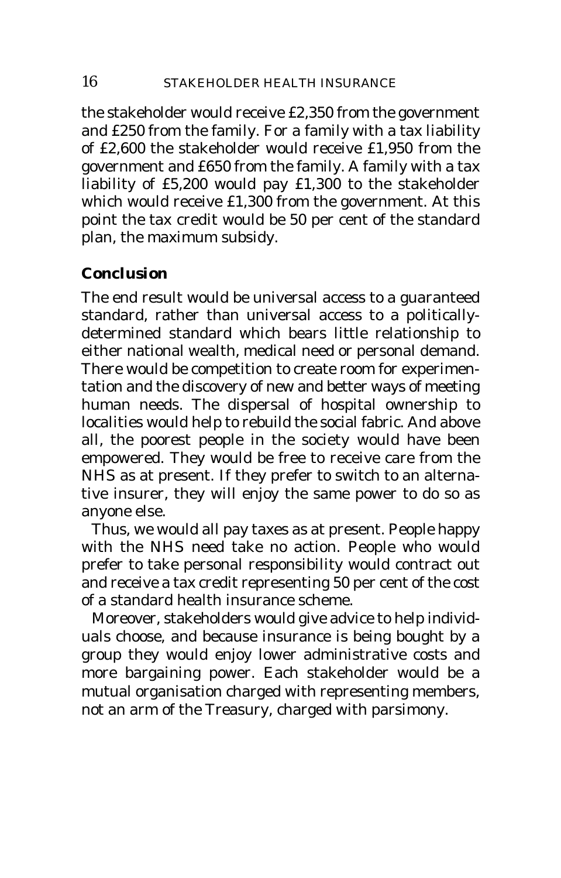the stakeholder would receive £2,350 from the government and £250 from the family. For a family with a tax liability of £2,600 the stakeholder would receive £1,950 from the government and £650 from the family. A family with a tax liability of £5,200 would pay £1,300 to the stakeholder which would receive £1,300 from the government. At this point the tax credit would be 50 per cent of the standard plan, the maximum subsidy.

**Conclusion**

The end result would be universal access to a guaranteed standard, rather than universal access to a politically-determined standard which bears little relationship to either national wealth, medical need or personal demand. There would be competition to create room for experimentation and the discovery of new and better ways of meeting human needs. The dispersal of hospital ownership to localities would help to rebuild the social fabric. And above all, the poorest people in the society would have been empowered. They would be free to receive care from the NHS as at present. If they prefer to switch to an alternative insurer, they will enjoy the same power to do so as anyone else.

Thus, we would all pay taxes as at present. People happy with the NHS need take no action. People who would prefer to take personal responsibility would contract out and receive a tax credit representing 50 per cent of the cost of a standard health insurance scheme.

Moreover, stakeholders would give advice to help individuals choose, and because insurance is being bought by a group they would enjoy lower administrative costs and more bargaining power. Each stakeholder would be a mutual organisation charged with representing members, not an arm of the Treasury, charged with parsimony.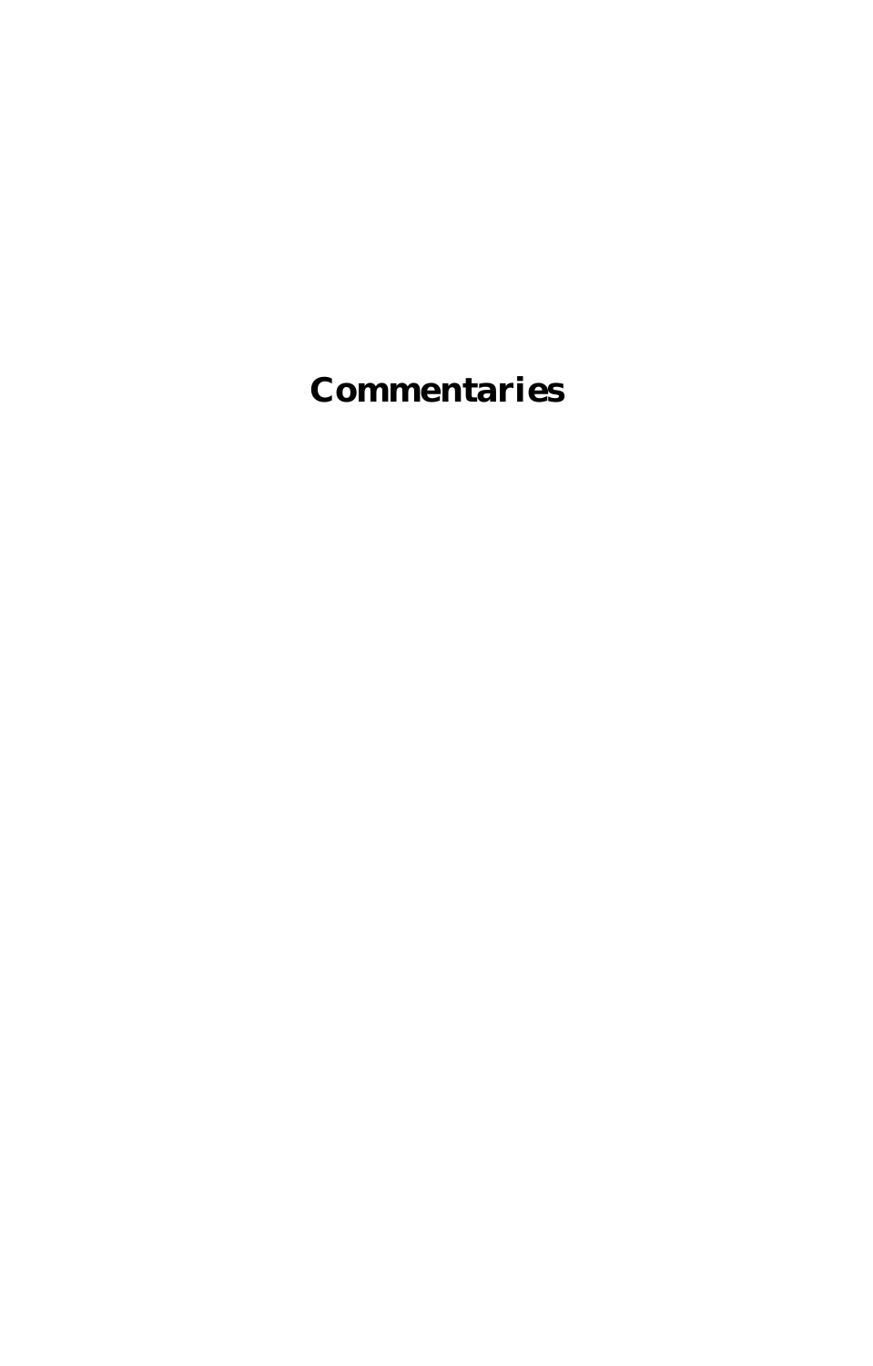# Commentaries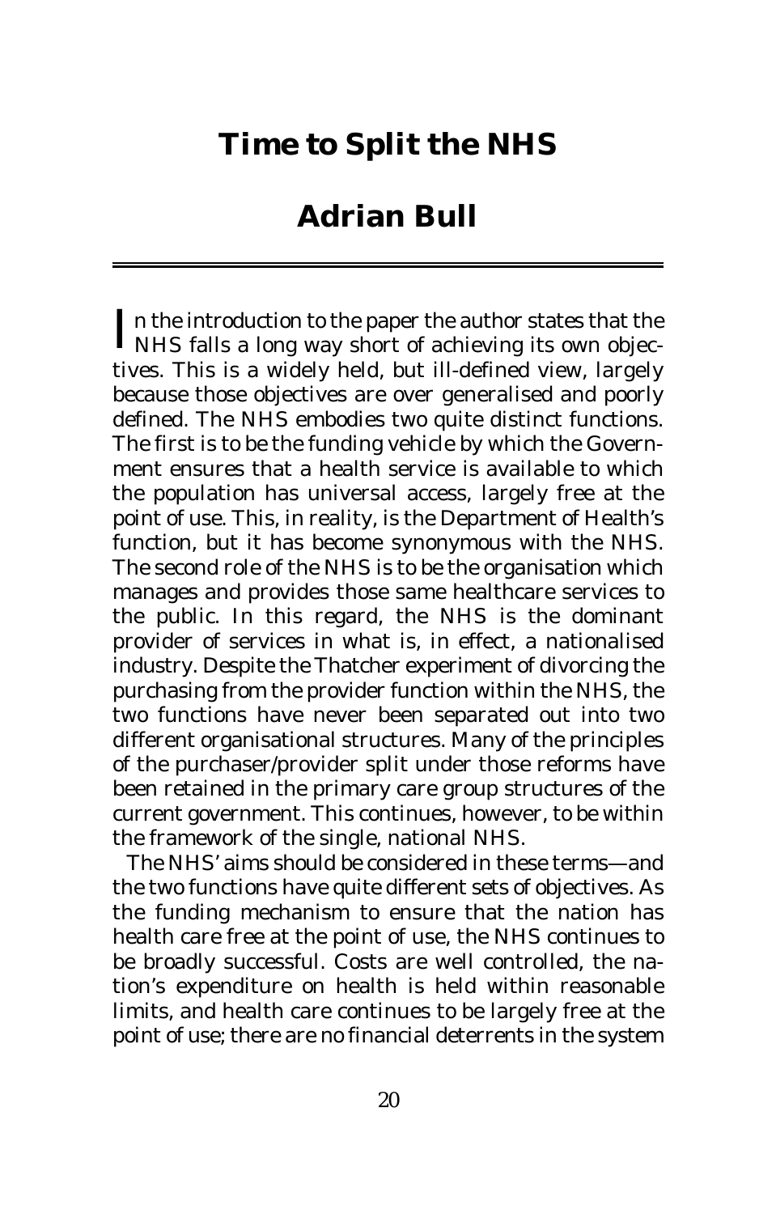# Time to Split the NHS

## Adrian Bull

In the introduction to the paper the author states that the NHS falls a long way short of achieving its own objectives. This is a widely held, but ill-defined view, largely because those objectives are over generalised and poorly defined. The NHS embodies two quite distinct functions. The first is to be the funding vehicle by which the Government ensures that a health service is available to which the population has universal access, largely free at the point of use. This, in reality, is the Department of Health's function, but it has become synonymous with the NHS. The second role of the NHS is to be the organisation which manages and provides those same healthcare services to the public. In this regard, the NHS is the dominant provider of services in what is, in effect, a nationalised industry. Despite the Thatcher experiment of divorcing the purchasing from the provider function within the NHS, the two functions have never been separated out into two different organisational structures. Many of the principles of the purchaser/provider split under those reforms have been retained in the primary care group structures of the current government. This continues, however, to be within the framework of the single, national NHS.

The NHS' aims should be considered in these terms—and the two functions have quite different sets of objectives. As the funding mechanism to ensure that the nation has health care free at the point of use, the NHS continues to be broadly successful. Costs are well controlled, the nation's expenditure on health is held within reasonable limits, and health care continues to be largely free at the point of use; there are no financial deterrents in the system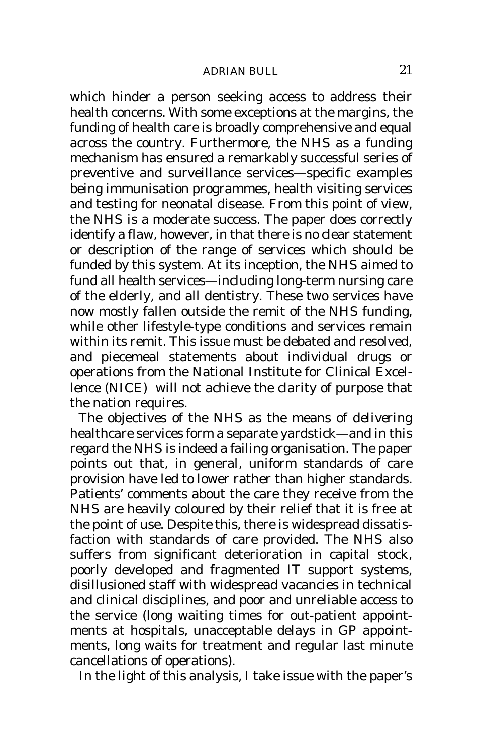which hinder a person seeking access to address their health concerns. With some exceptions at the margins, the funding of health care is broadly comprehensive and equal across the country. Furthermore, the NHS as a funding mechanism has ensured a remarkably successful series of preventive and surveillance services—specific examples being immunisation programmes, health visiting services and testing for neonatal disease. From this point of view, the NHS is a moderate success. The paper does correctly identify a flaw, however, in that there is no clear statement or description of the range of services which should be funded by this system. At its inception, the NHS aimed to fund all health services—including long-term nursing care of the elderly, and all dentistry. These two services have now mostly fallen outside the remit of the NHS funding, while other lifestyle-type conditions and services remain within its remit. This issue must be debated and resolved, and piecemeal statements about individual drugs or operations from the National Institute for Clinical Excellence (NICE) will not achieve the clarity of purpose that the nation requires.

The objectives of the NHS as the means of *delivering* healthcare services form a separate yardstick—and in this regard the NHS is indeed a failing organisation. The paper points out that, in general, uniform standards of care provision have led to lower rather than higher standards. Patients' comments about the care they receive from the NHS are heavily coloured by their relief that it is free at the point of use. Despite this, there is widespread dissatisfaction with standards of care provided. The NHS also suffers from significant deterioration in capital stock, poorly developed and fragmented IT support systems, disillusioned staff with widespread vacancies in technical and clinical disciplines, and poor and unreliable access to the service (long waiting times for out-patient appointments at hospitals, unacceptable delays in GP appointments, long waits for treatment and regular last minute cancellations of operations).

In the light of this analysis, I take issue with the paper's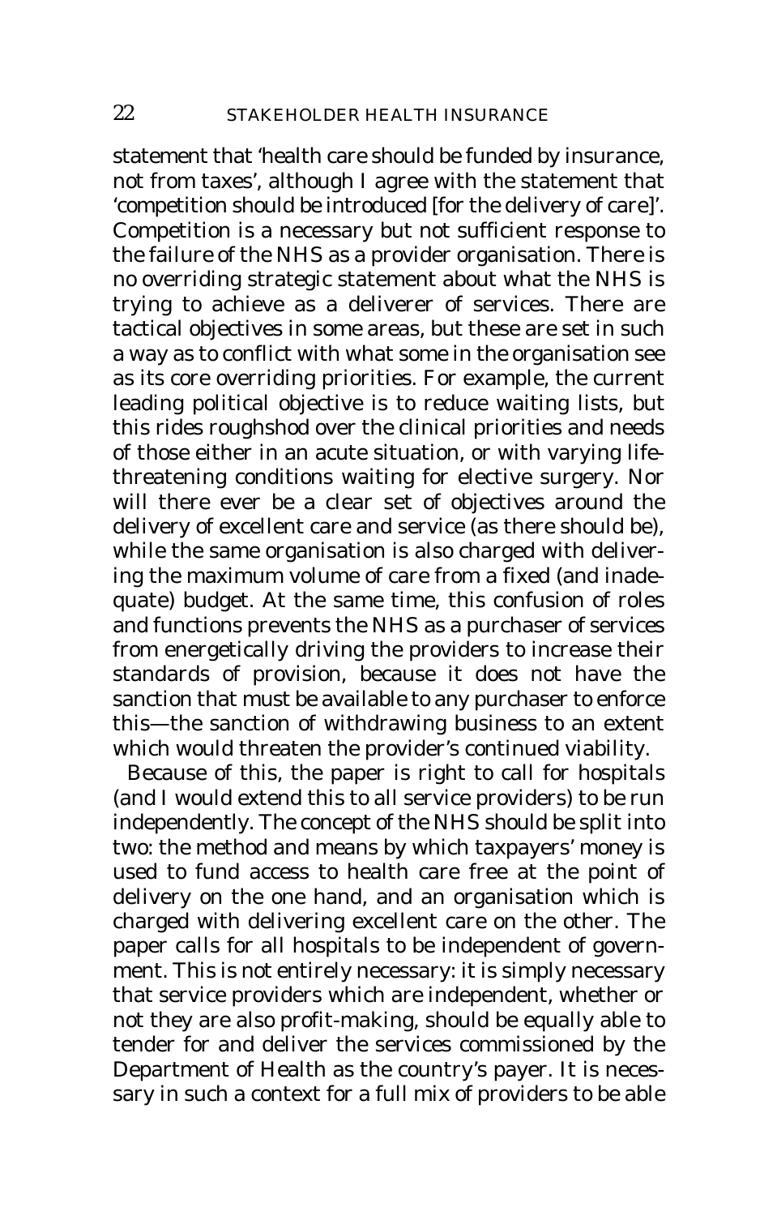statement that 'health care should be funded by insurance, not from taxes', although I agree with the statement that 'competition should be introduced [for the delivery of care]'. Competition is a necessary but not sufficient response to the failure of the NHS as a provider organisation. There is no overriding strategic statement about what the NHS is trying to achieve as a deliverer of services. There are tactical objectives in some areas, but these are set in such a way as to conflict with what some in the organisation see as its core overriding priorities. For example, the current leading political objective is to reduce waiting lists, but this rides roughshod over the clinical priorities and needs of those either in an acute situation, or with varying life-threatening conditions waiting for elective surgery. Nor will there ever be a clear set of objectives around the delivery of excellent care and service (as there should be), while the same organisation is also charged with delivering the maximum volume of care from a fixed (and inadequate) budget. At the same time, this confusion of roles and functions prevents the NHS as a purchaser of services from energetically driving the providers to increase their standards of provision, because it does not have the sanction that must be available to any purchaser to enforce this—the sanction of withdrawing business to an extent which would threaten the provider's continued viability.

Because of this, the paper is right to call for hospitals (and I would extend this to all service providers) to be run independently. The concept of the NHS should be split into two: the method and means by which taxpayers' money is used to fund access to health care free at the point of delivery on the one hand, and an organisation which is charged with delivering excellent care on the other. The paper calls for all hospitals to be independent of government. This is not entirely necessary: it is simply necessary that service providers which are independent, whether or not they are also profit-making, should be equally able to tender for and deliver the services commissioned by the Department of Health as the country's payer. It is necessary in such a context for a full mix of providers to be able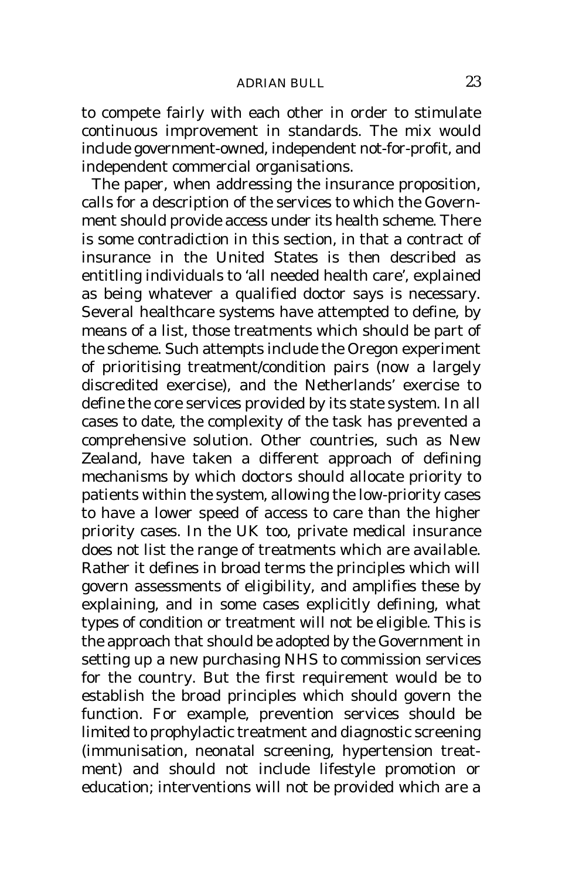to compete fairly with each other in order to stimulate continuous improvement in standards. The mix would include government-owned, independent not-for-profit, and independent commercial organisations.

The paper, when addressing the insurance proposition, calls for a description of the services to which the Government should provide access under its health scheme. There is some contradiction in this section, in that a contract of insurance in the United States is then described as entitling individuals to 'all needed health care', explained as being whatever a qualified doctor says is necessary. Several healthcare systems have attempted to define, by means of a list, those treatments which should be part of the scheme. Such attempts include the Oregon experiment of prioritising treatment/condition pairs (now a largely discredited exercise), and the Netherlands' exercise to define the core services provided by its state system. In all cases to date, the complexity of the task has prevented a comprehensive solution. Other countries, such as New Zealand, have taken a different approach of defining mechanisms by which doctors should allocate priority to patients within the system, allowing the low-priority cases to have a lower speed of access to care than the higher priority cases. In the UK too, private medical insurance does not list the range of treatments which are available. Rather it defines in broad terms the principles which will govern assessments of eligibility, and amplifies these by explaining, and in some cases explicitly defining, what types of condition or treatment will not be eligible. This is the approach that should be adopted by the Government in setting up a new purchasing NHS to commission services for the country. But the first requirement would be to establish the broad principles which should govern the function. For example, prevention services should be limited to prophylactic treatment and diagnostic screening (immunisation, neonatal screening, hypertension treatment) and should not include lifestyle promotion or education; interventions will not be provided which are a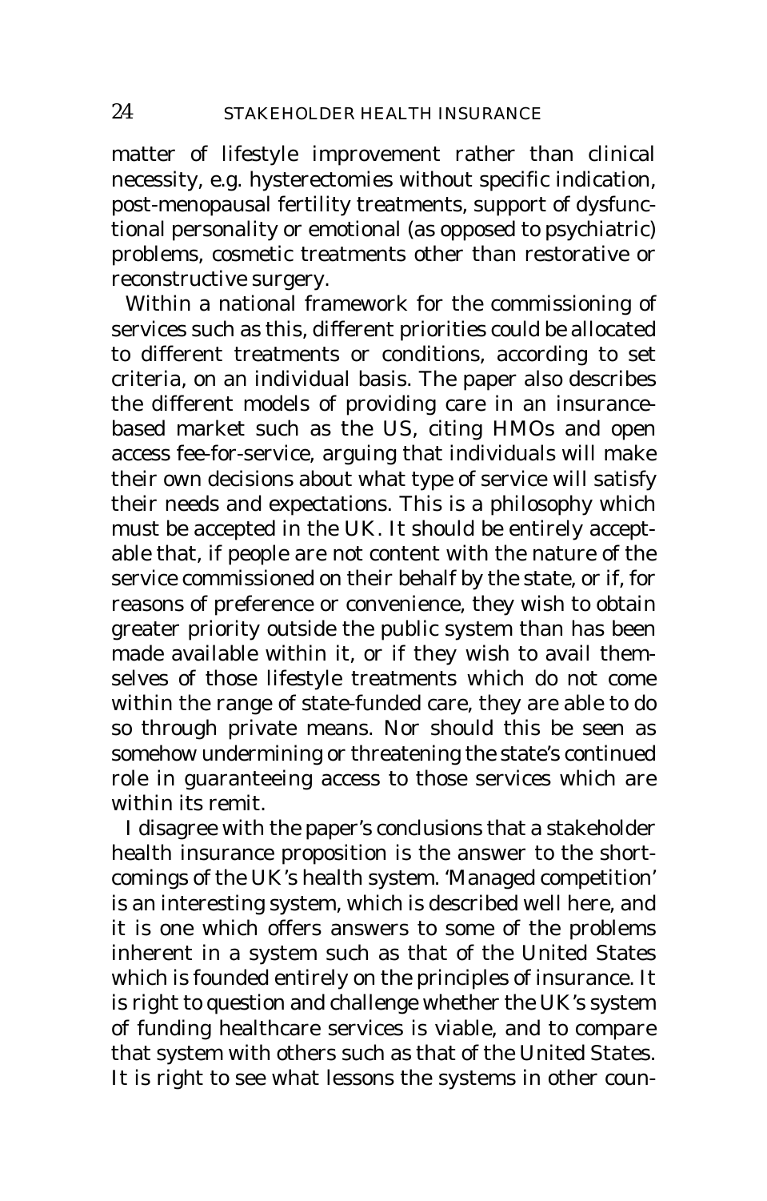matter of lifestyle improvement rather than clinical necessity, e.g. hysterectomies without specific indication, post-menopausal fertility treatments, support of dysfunctional personality or emotional (as opposed to psychiatric) problems, cosmetic treatments other than restorative or reconstructive surgery.

Within a national framework for the commissioning of services such as this, different priorities could be allocated to different treatments or conditions, according to set criteria, on an individual basis. The paper also describes the different models of providing care in an insurance-based market such as the US, citing HMOs and open access fee-for-service, arguing that individuals will make their own decisions about what type of service will satisfy their needs and expectations. This is a philosophy which must be accepted in the UK. It should be entirely acceptable that, if people are not content with the nature of the service commissioned on their behalf by the state, or if, for reasons of preference or convenience, they wish to obtain greater priority outside the public system than has been made available within it, or if they wish to avail themselves of those lifestyle treatments which do not come within the range of state-funded care, they are able to do so through private means. Nor should this be seen as somehow undermining or threatening the state's continued role in guaranteeing access to those services which are within its remit.

I disagree with the paper's conclusions that a stakeholder health insurance proposition is the answer to the shortcomings of the UK's health system. 'Managed competition' is an interesting system, which is described well here, and it is one which offers answers to some of the problems inherent in a system such as that of the United States which is founded entirely on the principles of insurance. It is right to question and challenge whether the UK's system of funding healthcare services is viable, and to compare that system with others such as that of the United States. It is right to see what lessons the systems in other coun-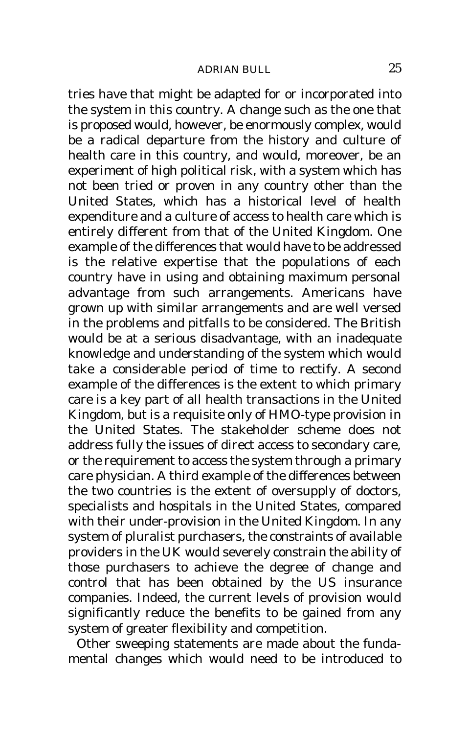tries have that might be adapted for or incorporated into the system in this country. A change such as the one that is proposed would, however, be enormously complex, would be a radical departure from the history and culture of health care in this country, and would, moreover, be an experiment of high political risk, with a system which has not been tried or proven in any country other than the United States, which has a historical level of health expenditure and a culture of access to health care which is entirely different from that of the United Kingdom. One example of the differences that would have to be addressed is the relative expertise that the populations of each country have in using and obtaining maximum personal advantage from such arrangements. Americans have grown up with similar arrangements and are well versed in the problems and pitfalls to be considered. The British would be at a serious disadvantage, with an inadequate knowledge and understanding of the system which would take a considerable period of time to rectify. A second example of the differences is the extent to which primary care is a key part of all health transactions in the United Kingdom, but is a requisite only of HMO-type provision in the United States. The stakeholder scheme does not address fully the issues of direct access to secondary care, or the requirement to access the system through a primary care physician. A third example of the differences between the two countries is the extent of oversupply of doctors, specialists and hospitals in the United States, compared with their under-provision in the United Kingdom. In any system of pluralist purchasers, the constraints of available providers in the UK would severely constrain the ability of those purchasers to achieve the degree of change and control that has been obtained by the US insurance companies. Indeed, the current levels of provision would significantly reduce the benefits to be gained from any system of greater flexibility and competition.

Other sweeping statements are made about the fundamental changes which would need to be introduced to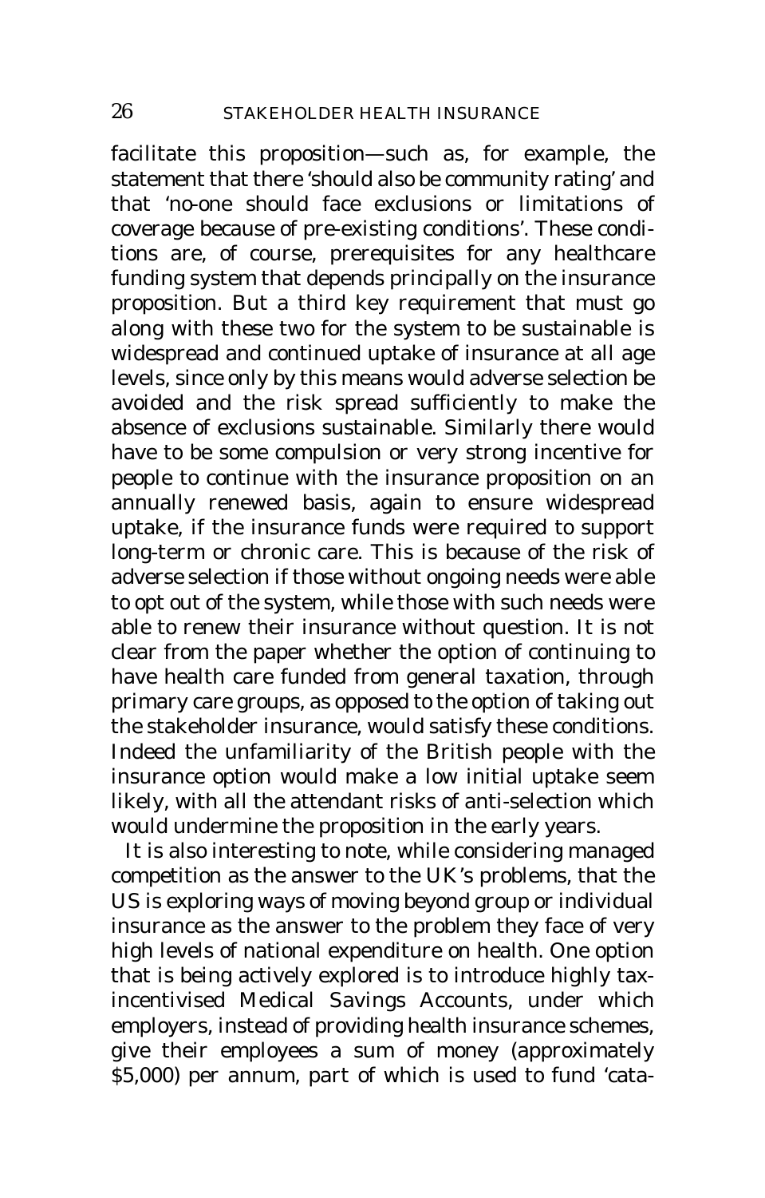facilitate this proposition—such as, for example, the statement that there 'should also be community rating' and that 'no-one should face exclusions or limitations of coverage because of pre-existing conditions'. These conditions are, of course, prerequisites for any healthcare funding system that depends principally on the insurance proposition. But a third key requirement that must go along with these two for the system to be sustainable is widespread and continued uptake of insurance at all age levels, since only by this means would adverse selection be avoided and the risk spread sufficiently to make the absence of exclusions sustainable. Similarly there would have to be some compulsion or very strong incentive for people to continue with the insurance proposition on an annually renewed basis, again to ensure widespread uptake, if the insurance funds were required to support long-term or chronic care. This is because of the risk of adverse selection if those without ongoing needs were able to opt out of the system, while those with such needs were able to renew their insurance without question. It is not clear from the paper whether the option of continuing to have health care funded from general taxation, through primary care groups, as opposed to the option of taking out the stakeholder insurance, would satisfy these conditions. Indeed the unfamiliarity of the British people with the insurance option would make a low initial uptake seem likely, with all the attendant risks of anti-selection which would undermine the proposition in the early years.

It is also interesting to note, while considering managed competition as the answer to the UK's problems, that the US is exploring ways of moving beyond group or individual insurance as the answer to the problem they face of very high levels of national expenditure on health. One option that is being actively explored is to introduce highly tax-incentivised Medical Savings Accounts, under which employers, instead of providing health insurance schemes, give their employees a sum of money (approximately $5,000) per annum, part of which is used to fund 'cata-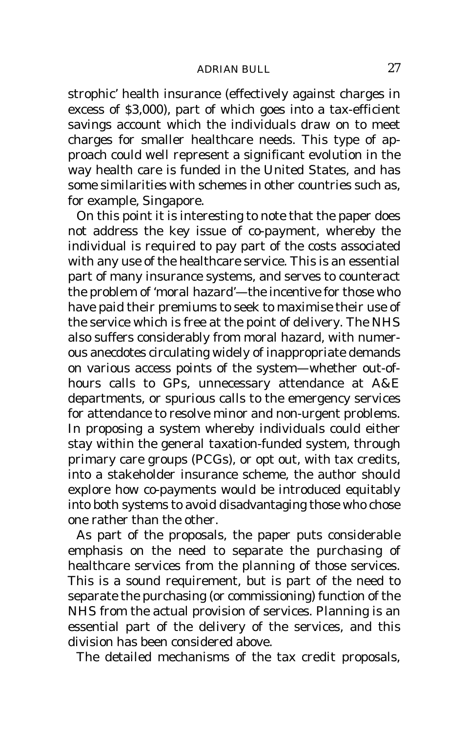strophic' health insurance (effectively against charges in excess of $3,000), part of which goes into a tax-efficient savings account which the individuals draw on to meet charges for smaller healthcare needs. This type of approach could well represent a significant evolution in the way health care is funded in the United States, and has some similarities with schemes in other countries such as, for example, Singapore.

On this point it is interesting to note that the paper does not address the key issue of co-payment, whereby the individual is required to pay part of the costs associated with any use of the healthcare service. This is an essential part of many insurance systems, and serves to counteract the problem of 'moral hazard'—the incentive for those who have paid their premiums to seek to maximise their use of the service which is free at the point of delivery. The NHS also suffers considerably from moral hazard, with numerous anecdotes circulating widely of inappropriate demands on various access points of the system—whether out-of-hours calls to GPs, unnecessary attendance at A&E departments, or spurious calls to the emergency services for attendance to resolve minor and non-urgent problems. In proposing a system whereby individuals could either stay within the general taxation-funded system, through primary care groups (PCGs), or opt out, with tax credits, into a stakeholder insurance scheme, the author should explore how co-payments would be introduced equitably into both systems to avoid disadvantaging those who chose one rather than the other.

As part of the proposals, the paper puts considerable emphasis on the need to separate the purchasing of healthcare services from the planning of those services. This is a sound requirement, but is part of the need to separate the purchasing (or commissioning) function of the NHS from the actual provision of services. Planning is an essential part of the delivery of the services, and this division has been considered above.

The detailed mechanisms of the tax credit proposals,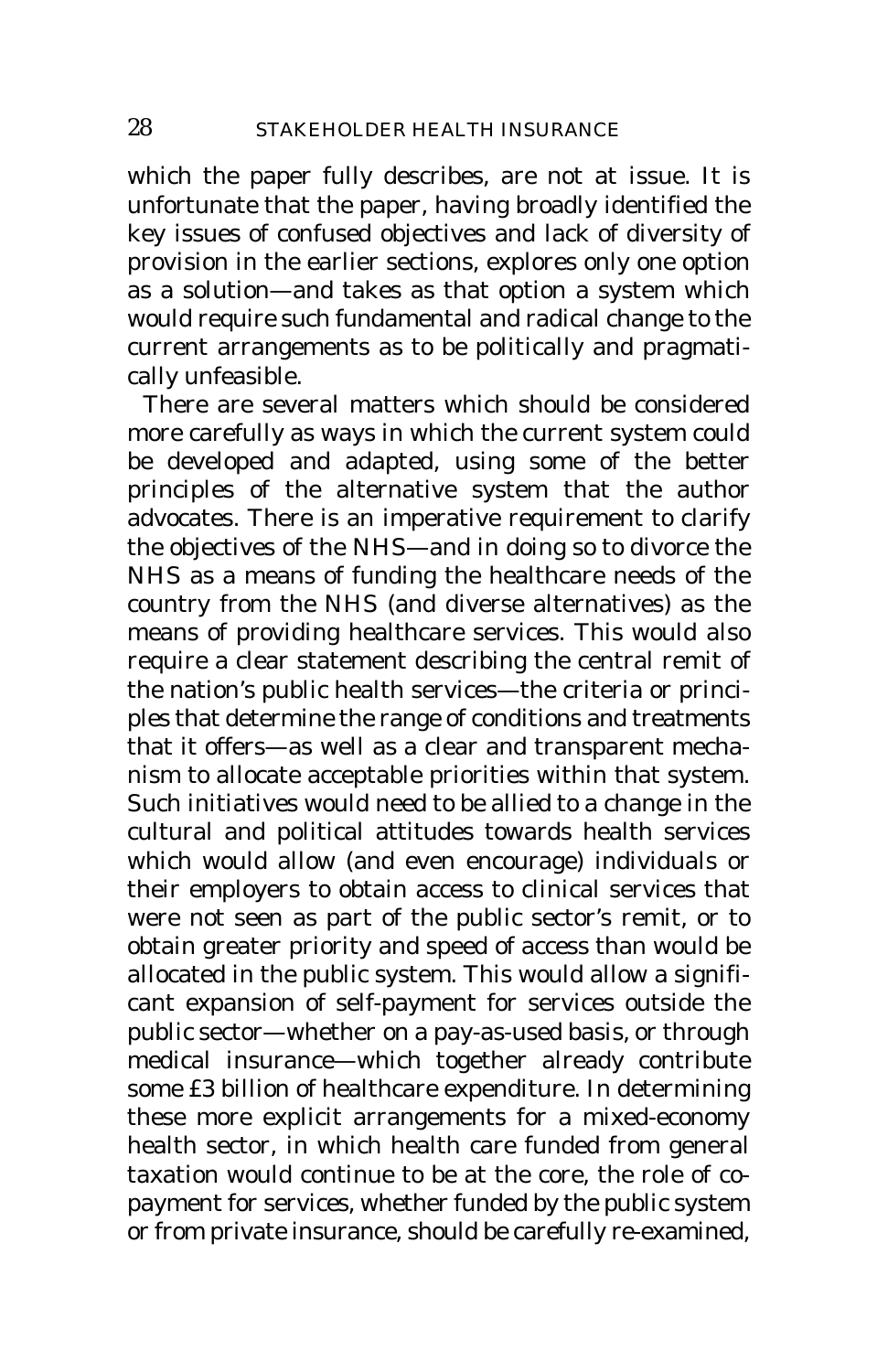which the paper fully describes, are not at issue. It is unfortunate that the paper, having broadly identified the key issues of confused objectives and lack of diversity of provision in the earlier sections, explores only one option as a solution—and takes as that option a system which would require such fundamental and radical change to the current arrangements as to be politically and pragmatically unfeasible.

There are several matters which should be considered more carefully as ways in which the current system could be developed and adapted, using some of the better principles of the alternative system that the author advocates. There is an imperative requirement to clarify the objectives of the NHS—and in doing so to divorce the NHS as a means of funding the healthcare needs of the country from the NHS (and diverse alternatives) as the means of providing healthcare services. This would also require a clear statement describing the central remit of the nation's public health services—the criteria or principles that determine the range of conditions and treatments that it offers—as well as a clear and transparent mechanism to allocate acceptable priorities within that system. Such initiatives would need to be allied to a change in the cultural and political attitudes towards health services which would allow (and even encourage) individuals or their employers to obtain access to clinical services that were not seen as part of the public sector's remit, or to obtain greater priority and speed of access than would be allocated in the public system. This would allow a significant expansion of self-payment for services outside the public sector—whether on a pay-as-used basis, or through medical insurance—which together already contribute some £3 billion of healthcare expenditure. In determining these more explicit arrangements for a mixed-economy health sector, in which health care funded from general taxation would continue to be at the core, the role of co-payment for services, whether funded by the public system or from private insurance, should be carefully re-examined,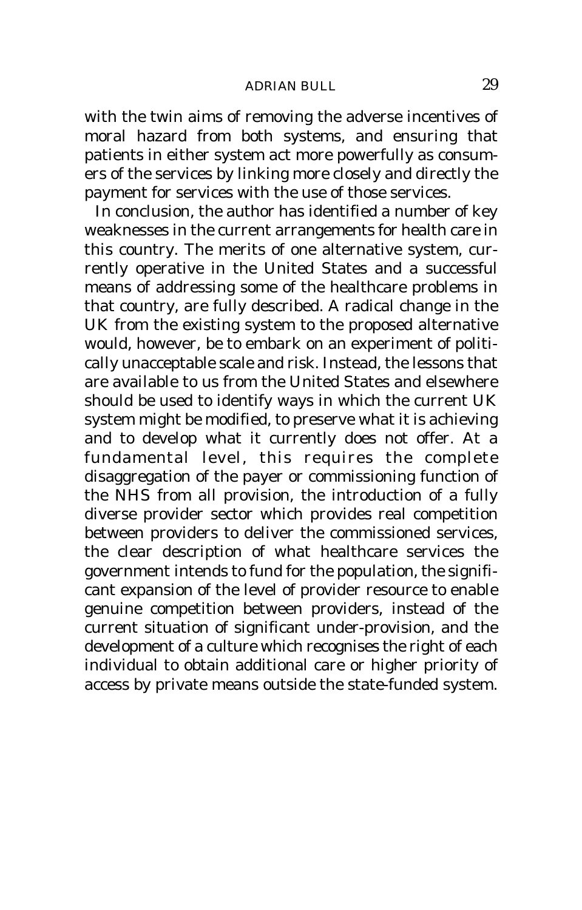with the twin aims of removing the adverse incentives of moral hazard from both systems, and ensuring that patients in either system act more powerfully as consumers of the services by linking more closely and directly the payment for services with the use of those services.

In conclusion, the author has identified a number of key weaknesses in the current arrangements for health care in this country. The merits of one alternative system, currently operative in the United States and a successful means of addressing some of the healthcare problems in that country, are fully described. A radical change in the UK from the existing system to the proposed alternative would, however, be to embark on an experiment of politically unacceptable scale and risk. Instead, the lessons that are available to us from the United States and elsewhere should be used to identify ways in which the current UK system might be modified, to preserve what it is achieving and to develop what it currently does not offer. At a fundamental level, this requires the complete disaggregation of the payer or commissioning function of the NHS from all provision, the introduction of a fully diverse provider sector which provides real competition between providers to deliver the commissioned services, the clear description of what healthcare services the government intends to fund for the population, the significant expansion of the level of provider resource to enable genuine competition between providers, instead of the current situation of significant under-provision, and the development of a culture which recognises the right of each individual to obtain additional care or higher priority of access by private means outside the state-funded system.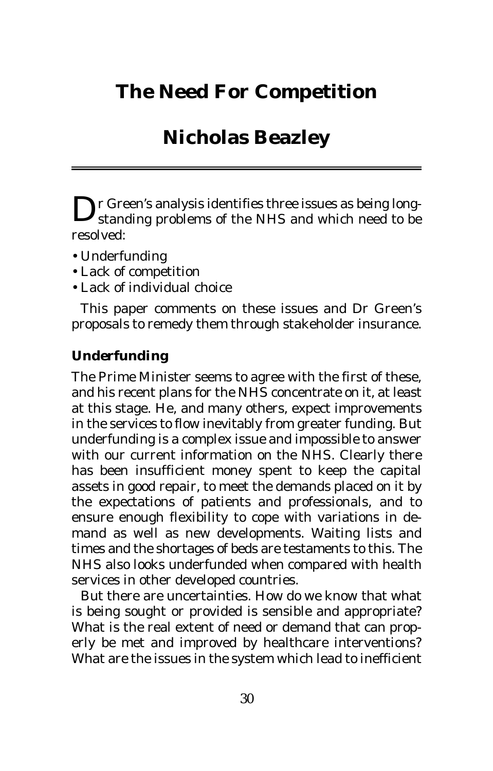# The Need For Competition

## Nicholas Beazley

Dr Green's analysis identifies three issues as being long-standing problems of the NHS and which need to be resolved:

- Underfunding
- Lack of competition
- Lack of individual choice

This paper comments on these issues and Dr Green's proposals to remedy them through stakeholder insurance.

### Underfunding

The Prime Minister seems to agree with the first of these, and his recent plans for the NHS concentrate on it, at least at this stage. He, and many others, expect improvements in the services to flow inevitably from greater funding. But underfunding is a complex issue and impossible to answer with our current information on the NHS. Clearly there has been insufficient money spent to keep the capital assets in good repair, to meet the demands placed on it by the expectations of patients and professionals, and to ensure enough flexibility to cope with variations in demand as well as new developments. Waiting lists and times and the shortages of beds are testaments to this. The NHS also looks underfunded when compared with health services in other developed countries.

But there are uncertainties. How do we know that what is being sought or provided is sensible and appropriate? What is the real extent of need or demand that can properly be met and improved by healthcare interventions? What are the issues in the system which lead to inefficient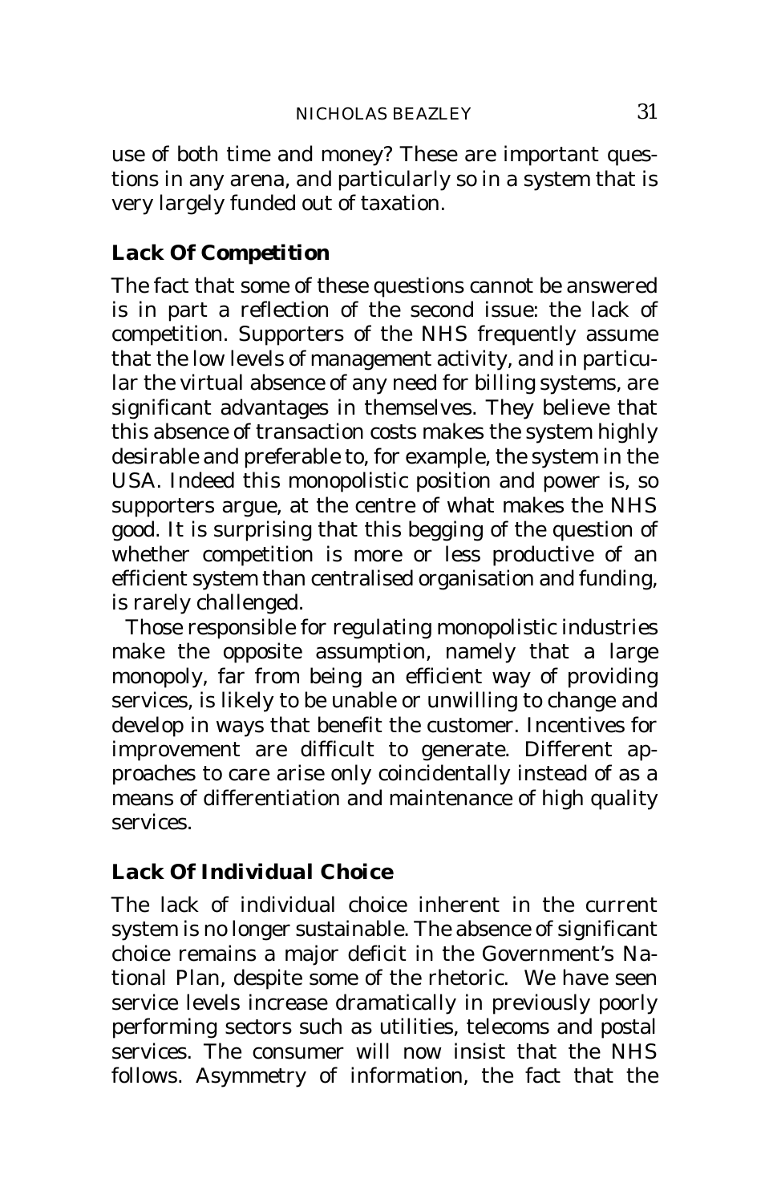use of both time and money? These are important questions in any arena, and particularly so in a system that is very largely funded out of taxation.

## Lack Of Competition

The fact that some of these questions cannot be answered is in part a reflection of the second issue: the lack of competition. Supporters of the NHS frequently assume that the low levels of management activity, and in particular the virtual absence of any need for billing systems, are significant advantages in themselves. They believe that this absence of transaction costs makes the system highly desirable and preferable to, for example, the system in the USA. Indeed this monopolistic position and power is, so supporters argue, at the centre of what makes the NHS good. It is surprising that this begging of the question of whether competition is more or less productive of an efficient system than centralised organisation and funding, is rarely challenged.

Those responsible for regulating monopolistic industries make the opposite assumption, namely that a large monopoly, far from being an efficient way of providing services, is likely to be unable or unwilling to change and develop in ways that benefit the customer. Incentives for improvement are difficult to generate. Different approaches to care arise only coincidentally instead of as a means of differentiation and maintenance of high quality services.

## Lack Of Individual Choice

The lack of individual choice inherent in the current system is no longer sustainable. The absence of significant choice remains a major deficit in the Government's National Plan, despite some of the rhetoric. We have seen service levels increase dramatically in previously poorly performing sectors such as utilities, telecoms and postal services. The consumer will now insist that the NHS follows. Asymmetry of information, the fact that the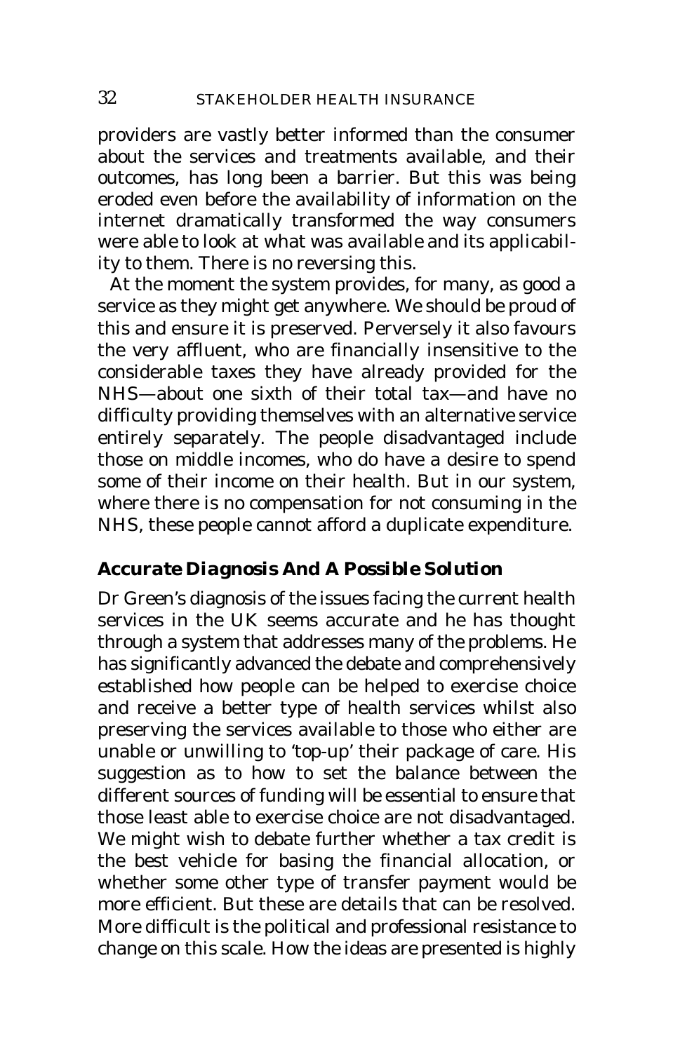providers are vastly better informed than the consumer about the services and treatments available, and their outcomes, has long been a barrier. But this was being eroded even before the availability of information on the internet dramatically transformed the way consumers were able to look at what was available and its applicability to them. There is no reversing this.

At the moment the system provides, for many, as good a service as they might get anywhere. We should be proud of this and ensure it is preserved. Perversely it also favours the very affluent, who are financially insensitive to the considerable taxes they have already provided for the NHS—about one sixth of their total tax—and have no difficulty providing themselves with an alternative service entirely separately. The people disadvantaged include those on middle incomes, who do have a desire to spend some of their income on their health. But in our system, where there is no compensation for not consuming in the NHS, these people cannot afford a duplicate expenditure.

### Accurate Diagnosis And A Possible Solution

Dr Green's diagnosis of the issues facing the current health services in the UK seems accurate and he has thought through a system that addresses many of the problems. He has significantly advanced the debate and comprehensively established how people can be helped to exercise choice and receive a better type of health services whilst also preserving the services available to those who either are unable or unwilling to 'top-up' their package of care. His suggestion as to how to set the balance between the different sources of funding will be essential to ensure that those least able to exercise choice are not disadvantaged. We might wish to debate further whether a tax credit is the best vehicle for basing the financial allocation, or whether some other type of transfer payment would be more efficient. But these are details that can be resolved. More difficult is the political and professional resistance to change on this scale. How the ideas are presented is highly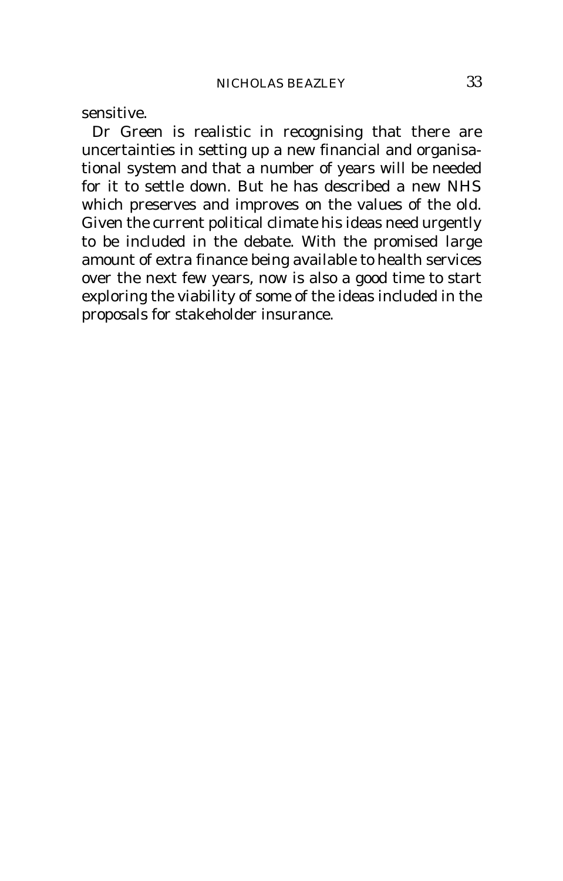sensitive.

Dr Green is realistic in recognising that there are uncertainties in setting up a new financial and organisational system and that a number of years will be needed for it to settle down. But he has described a new NHS which preserves and improves on the values of the old. Given the current political climate his ideas need urgently to be included in the debate. With the promised large amount of extra finance being available to health services over the next few years, now is also a good time to start exploring the viability of some of the ideas included in the proposals for stakeholder insurance.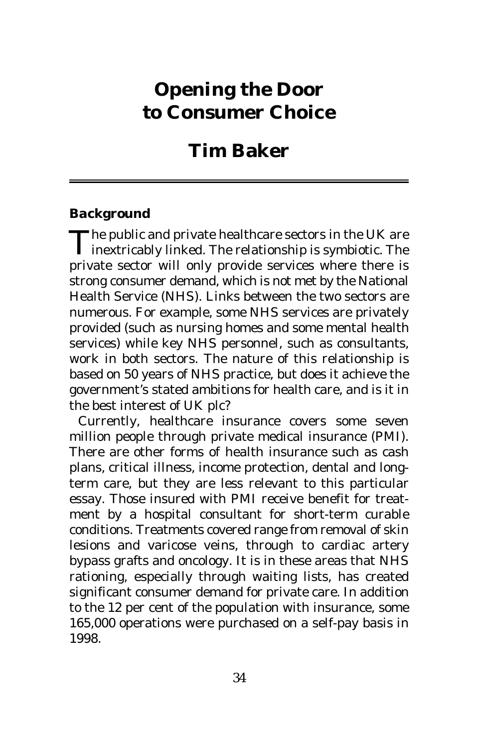# Opening the Door to Consumer Choice

## Tim Baker

### Background

The public and private healthcare sectors in the UK are inextricably linked. The relationship is symbiotic. The private sector will only provide services where there is strong consumer demand, which is not met by the National Health Service (NHS). Links between the two sectors are numerous. For example, some NHS services are privately provided (such as nursing homes and some mental health services) while key NHS personnel, such as consultants, work in both sectors. The nature of this relationship is based on 50 years of NHS practice, but does it achieve the government's stated ambitions for health care, and is it in the best interest of UK plc?

Currently, healthcare insurance covers some seven million people through private medical insurance (PMI). There are other forms of health insurance such as cash plans, critical illness, income protection, dental and long-term care, but they are less relevant to this particular essay. Those insured with PMI receive benefit for treatment by a hospital consultant for short-term curable conditions. Treatments covered range from removal of skin lesions and varicose veins, through to cardiac artery bypass grafts and oncology. It is in these areas that NHS rationing, especially through waiting lists, has created significant consumer demand for private care. In addition to the 12 per cent of the population with insurance, some 165,000 operations were purchased on a self-pay basis in 1998.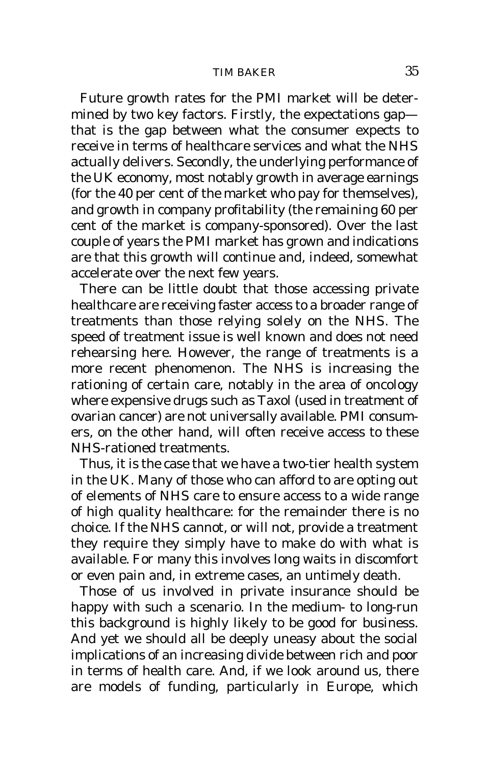Future growth rates for the PMI market will be determined by two key factors. Firstly, the expectations gap—that is the gap between what the consumer expects to receive in terms of healthcare services and what the NHS actually delivers. Secondly, the underlying performance of the UK economy, most notably growth in average earnings (for the 40 per cent of the market who pay for themselves), and growth in company profitability (the remaining 60 per cent of the market is company-sponsored). Over the last couple of years the PMI market has grown and indications are that this growth will continue and, indeed, somewhat accelerate over the next few years.

There can be little doubt that those accessing private healthcare are receiving faster access to a broader range of treatments than those relying solely on the NHS. The speed of treatment issue is well known and does not need rehearsing here. However, the range of treatments is a more recent phenomenon. The NHS is increasing the rationing of certain care, notably in the area of oncology where expensive drugs such as Taxol (used in treatment of ovarian cancer) are not universally available. PMI consumers, on the other hand, will often receive access to these NHS-rationed treatments.

Thus, it is the case that we have a two-tier health system in the UK. Many of those who can afford to are opting out of elements of NHS care to ensure access to a wide range of high quality healthcare: for the remainder there is no choice. If the NHS cannot, or will not, provide a treatment they require they simply have to make do with what is available. For many this involves long waits in discomfort or even pain and, in extreme cases, an untimely death.

Those of us involved in private insurance should be happy with such a scenario. In the medium- to long-run this background is highly likely to be good for business. And yet we should all be deeply uneasy about the social implications of an increasing divide between rich and poor in terms of health care. And, if we look around us, there are models of funding, particularly in Europe, which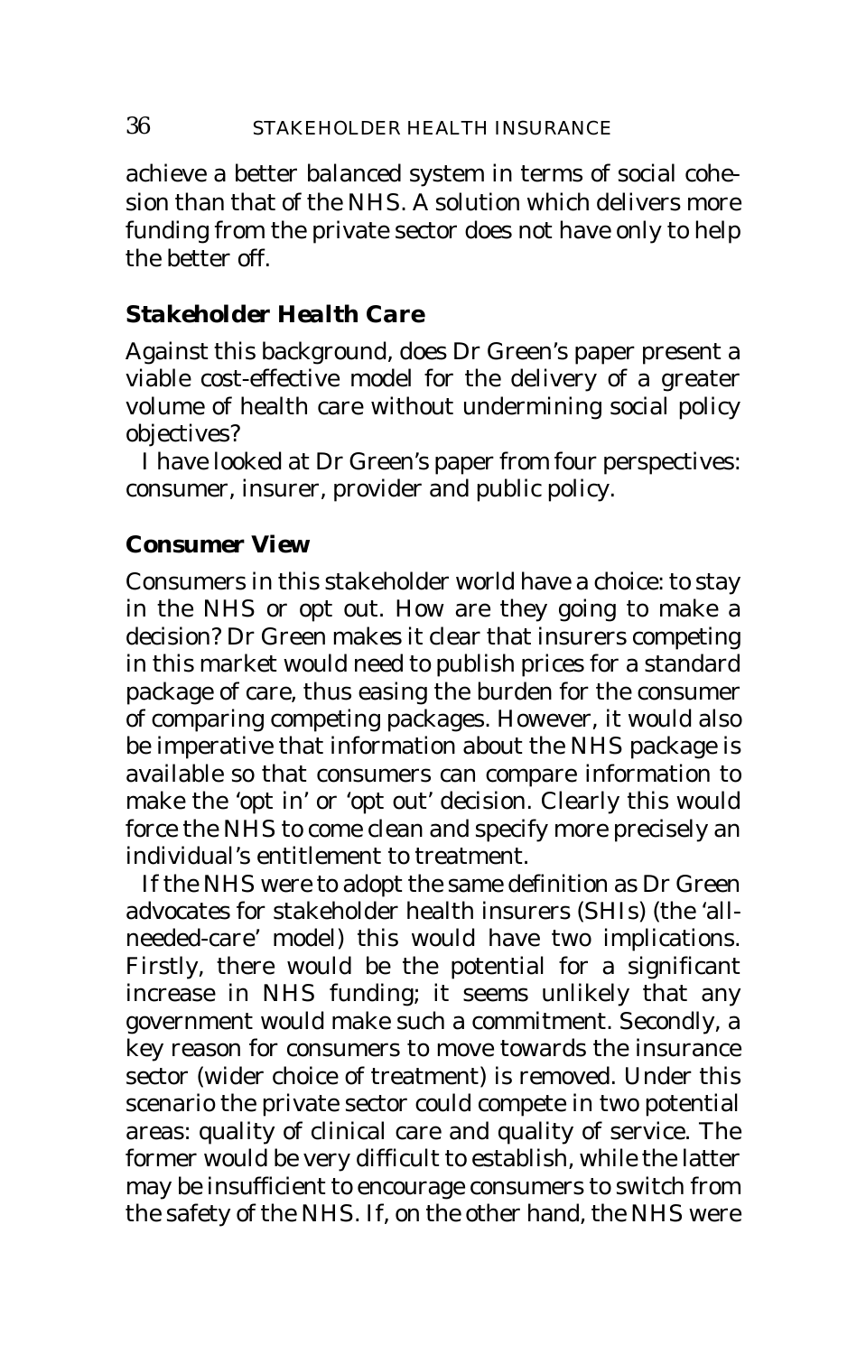achieve a better balanced system in terms of social cohesion than that of the NHS. A solution which delivers more funding from the private sector does not have only to help the better off.

### *Stakeholder Health Care*

Against this background, does Dr Green's paper present a viable cost-effective model for the delivery of a greater volume of health care without undermining social policy objectives?

I have looked at Dr Green's paper from four perspectives: consumer, insurer, provider and public policy.

### *Consumer View*

Consumers in this stakeholder world have a choice: to stay in the NHS or opt out. How are they going to make a decision? Dr Green makes it clear that insurers competing in this market would need to publish prices for a standard package of care, thus easing the burden for the consumer of comparing competing packages. However, it would also be imperative that information about the NHS package is available so that consumers can compare information to make the 'opt in' or 'opt out' decision. Clearly this would force the NHS to come clean and specify more precisely an individual's entitlement to treatment.

If the NHS were to adopt the same definition as Dr Green advocates for stakeholder health insurers (SHIs) (the 'all-needed-care' model) this would have two implications. Firstly, there would be the potential for a significant increase in NHS funding; it seems unlikely that any government would make such a commitment. Secondly, a key reason for consumers to move towards the insurance sector (wider choice of treatment) is removed. Under this scenario the private sector could compete in two potential areas: quality of clinical care and quality of service. The former would be very difficult to establish, while the latter may be insufficient to encourage consumers to switch from the safety of the NHS. If, on the other hand, the NHS were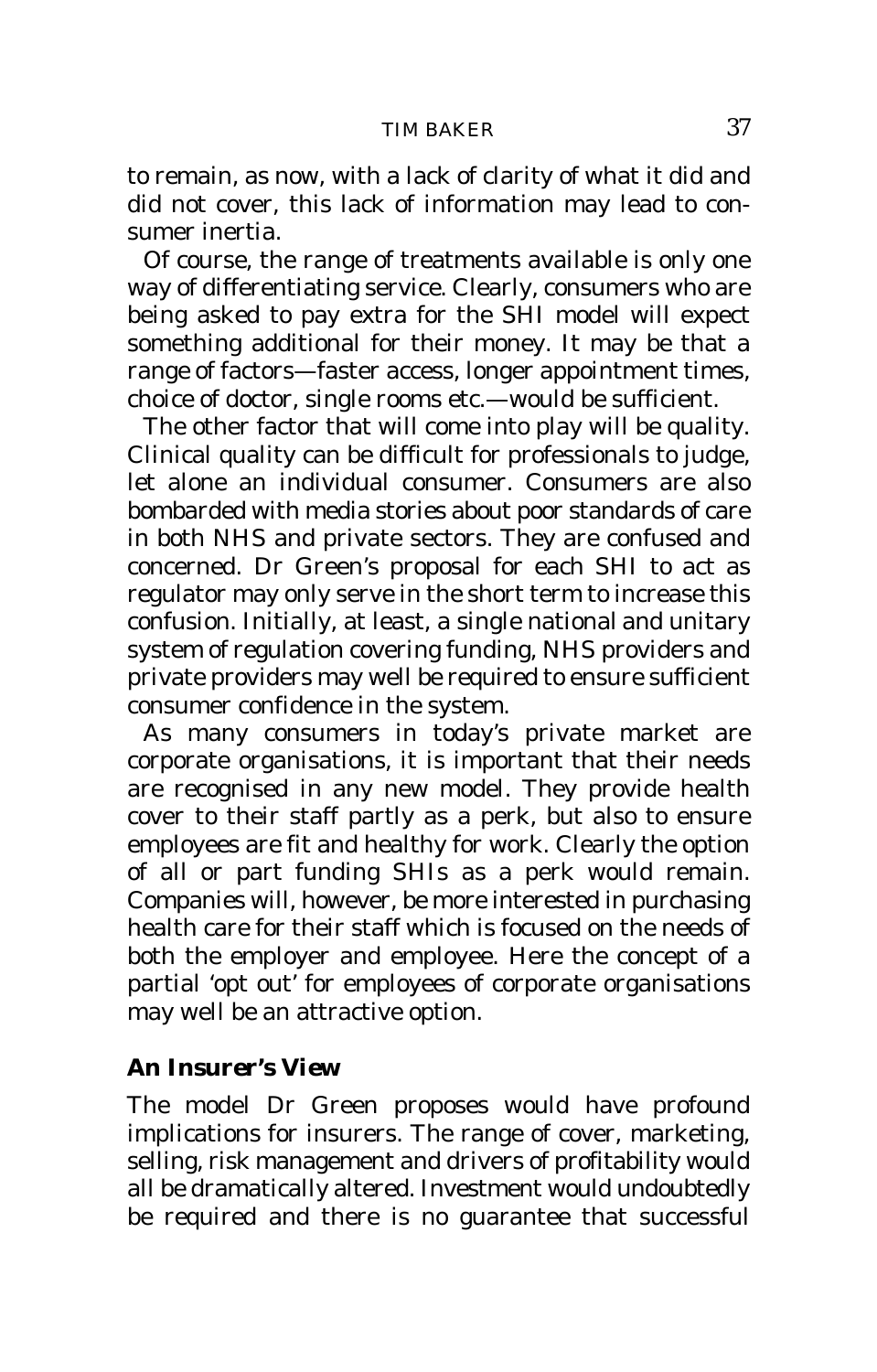to remain, as now, with a lack of clarity of what it did and did not cover, this lack of information may lead to consumer inertia.

Of course, the range of treatments available is only one way of differentiating service. Clearly, consumers who are being asked to pay extra for the SHI model will expect something additional for their money. It may be that a range of factors—faster access, longer appointment times, choice of doctor, single rooms etc.—would be sufficient.

The other factor that will come into play will be quality. Clinical quality can be difficult for professionals to judge, let alone an individual consumer. Consumers are also bombarded with media stories about poor standards of care in both NHS and private sectors. They are confused and concerned. Dr Green's proposal for each SHI to act as regulator may only serve in the short term to increase this confusion. Initially, at least, a single national and unitary system of regulation covering funding, NHS providers and private providers may well be required to ensure sufficient consumer confidence in the system.

As many consumers in today's private market are corporate organisations, it is important that their needs are recognised in any new model. They provide health cover to their staff partly as a perk, but also to ensure employees are fit and healthy for work. Clearly the option of all or part funding SHIs as a perk would remain. Companies will, however, be more interested in purchasing health care for their staff which is focused on the needs of both the employer and employee. Here the concept of a partial 'opt out' for employees of corporate organisations may well be an attractive option.

### An Insurer's View

The model Dr Green proposes would have profound implications for insurers. The range of cover, marketing, selling, risk management and drivers of profitability would all be dramatically altered. Investment would undoubtedly be required and there is no guarantee that successful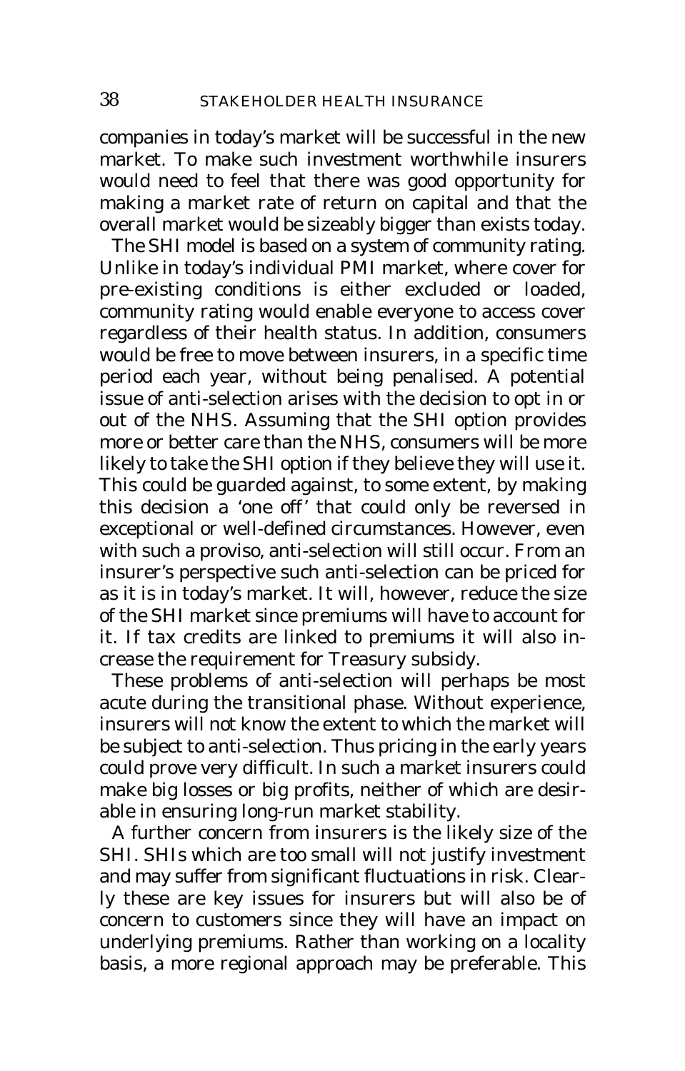companies in today's market will be successful in the new market. To make such investment worthwhile insurers would need to feel that there was good opportunity for making a market rate of return on capital and that the overall market would be sizeably bigger than exists today.

The SHI model is based on a system of community rating. Unlike in today's individual PMI market, where cover for pre-existing conditions is either excluded or loaded, community rating would enable everyone to access cover regardless of their health status. In addition, consumers would be free to move between insurers, in a specific time period each year, without being penalised. A potential issue of anti-selection arises with the decision to opt in or out of the NHS. Assuming that the SHI option provides more or better care than the NHS, consumers will be more likely to take the SHI option if they believe they will use it. This could be guarded against, to some extent, by making this decision a 'one off' that could only be reversed in exceptional or well-defined circumstances. However, even with such a proviso, anti-selection will still occur. From an insurer's perspective such anti-selection can be priced for as it is in today's market. It will, however, reduce the size of the SHI market since premiums will have to account for it. If tax credits are linked to premiums it will also increase the requirement for Treasury subsidy.

These problems of anti-selection will perhaps be most acute during the transitional phase. Without experience, insurers will not know the extent to which the market will be subject to anti-selection. Thus pricing in the early years could prove very difficult. In such a market insurers could make big losses or big profits, neither of which are desirable in ensuring long-run market stability.

A further concern from insurers is the likely size of the SHI. SHIs which are too small will not justify investment and may suffer from significant fluctuations in risk. Clearly these are key issues for insurers but will also be of concern to customers since they will have an impact on underlying premiums. Rather than working on a locality basis, a more regional approach may be preferable. This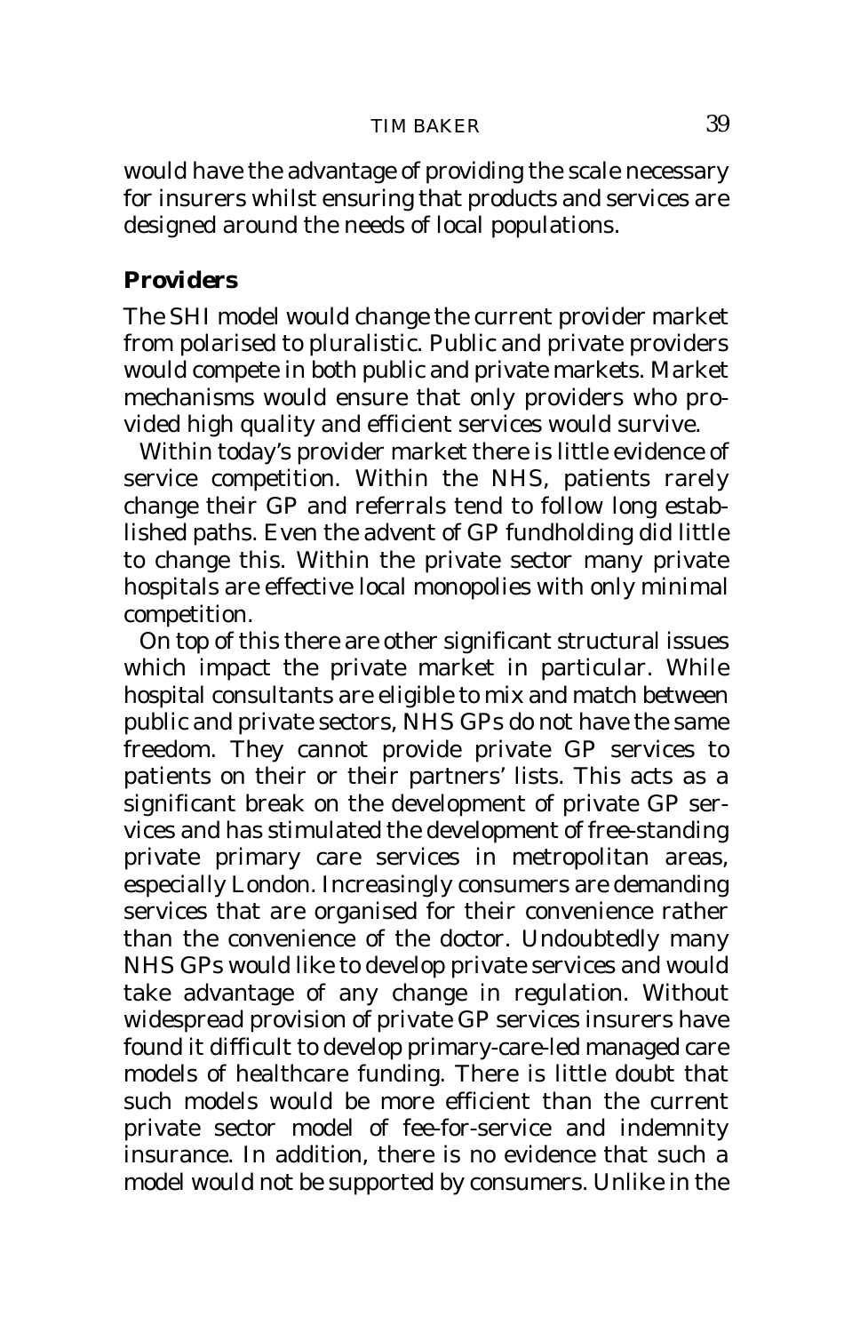would have the advantage of providing the scale necessary for insurers whilst ensuring that products and services are designed around the needs of local populations.

### Providers

The SHI model would change the current provider market from polarised to pluralistic. Public and private providers would compete in both public and private markets. Market mechanisms would ensure that only providers who provided high quality and efficient services would survive.

Within today's provider market there is little evidence of service competition. Within the NHS, patients rarely change their GP and referrals tend to follow long established paths. Even the advent of GP fundholding did little to change this. Within the private sector many private hospitals are effective local monopolies with only minimal competition.

On top of this there are other significant structural issues which impact the private market in particular. While hospital consultants are eligible to mix and match between public and private sectors, NHS GPs do not have the same freedom. They cannot provide private GP services to patients on their or their partners' lists. This acts as a significant break on the development of private GP services and has stimulated the development of free-standing private primary care services in metropolitan areas, especially London. Increasingly consumers are demanding services that are organised for their convenience rather than the convenience of the doctor. Undoubtedly many NHS GPs would like to develop private services and would take advantage of any change in regulation. Without widespread provision of private GP services insurers have found it difficult to develop primary-care-led managed care models of healthcare funding. There is little doubt that such models would be more efficient than the current private sector model of fee-for-service and indemnity insurance. In addition, there is no evidence that such a model would not be supported by consumers. Unlike in the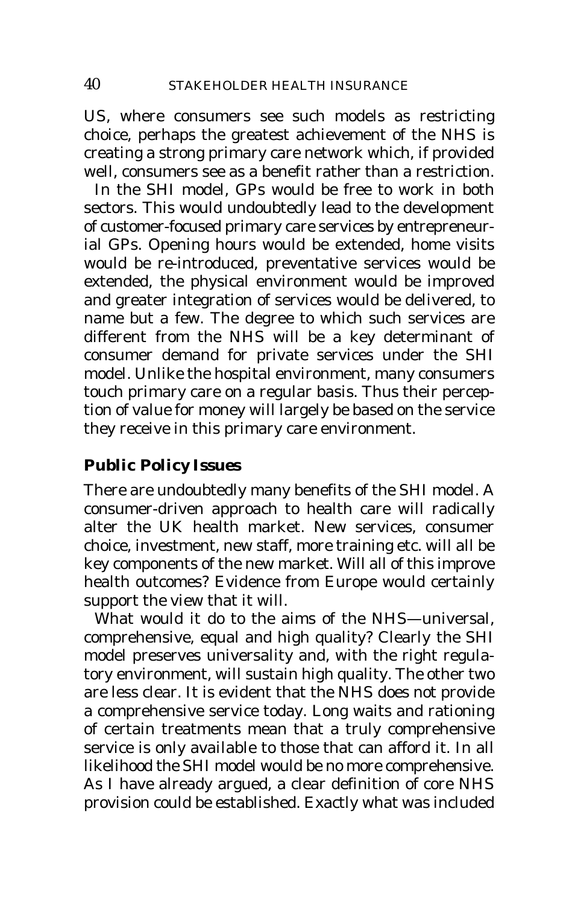US, where consumers see such models as restricting choice, perhaps the greatest achievement of the NHS is creating a strong primary care network which, if provided well, consumers see as a benefit rather than a restriction.

In the SHI model, GPs would be free to work in both sectors. This would undoubtedly lead to the development of customer-focused primary care services by entrepreneurial GPs. Opening hours would be extended, home visits would be re-introduced, preventative services would be extended, the physical environment would be improved and greater integration of services would be delivered, to name but a few. The degree to which such services are different from the NHS will be a key determinant of consumer demand for private services under the SHI model. Unlike the hospital environment, many consumers touch primary care on a regular basis. Thus their perception of value for money will largely be based on the service they receive in this primary care environment.

## Public Policy Issues

There are undoubtedly many benefits of the SHI model. A consumer-driven approach to health care will radically alter the UK health market. New services, consumer choice, investment, new staff, more training etc. will all be key components of the new market. Will all of this improve health outcomes? Evidence from Europe would certainly support the view that it will.

What would it do to the aims of the NHS—universal, comprehensive, equal and high quality? Clearly the SHI model preserves universality and, with the right regulatory environment, will sustain high quality. The other two are less clear. It is evident that the NHS does not provide a comprehensive service today. Long waits and rationing of certain treatments mean that a truly comprehensive service is only available to those that can afford it. In all likelihood the SHI model would be no more comprehensive. As I have already argued, a clear definition of core NHS provision could be established. Exactly what was included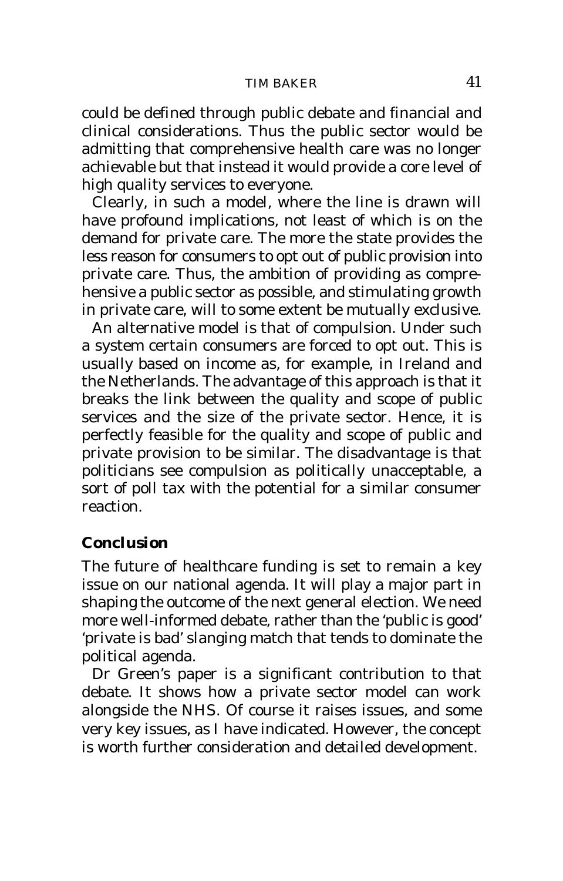could be defined through public debate and financial and clinical considerations. Thus the public sector would be admitting that comprehensive health care was no longer achievable but that instead it would provide a core level of high quality services to everyone.

Clearly, in such a model, where the line is drawn will have profound implications, not least of which is on the demand for private care. The more the state provides the less reason for consumers to opt out of public provision into private care. Thus, the ambition of providing as comprehensive a public sector as possible, and stimulating growth in private care, will to some extent be mutually exclusive.

An alternative model is that of compulsion. Under such a system certain consumers are forced to opt out. This is usually based on income as, for example, in Ireland and the Netherlands. The advantage of this approach is that it breaks the link between the quality and scope of public services and the size of the private sector. Hence, it is perfectly feasible for the quality and scope of public and private provision to be similar. The disadvantage is that politicians see compulsion as politically unacceptable, a sort of poll tax with the potential for a similar consumer reaction.

## Conclusion

The future of healthcare funding is set to remain a key issue on our national agenda. It will play a major part in shaping the outcome of the next general election. We need more well-informed debate, rather than the 'public is good' 'private is bad' slanging match that tends to dominate the political agenda.

Dr Green's paper is a significant contribution to that debate. It shows how a private sector model can work alongside the NHS. Of course it raises issues, and some very key issues, as I have indicated. However, the concept is worth further consideration and detailed development.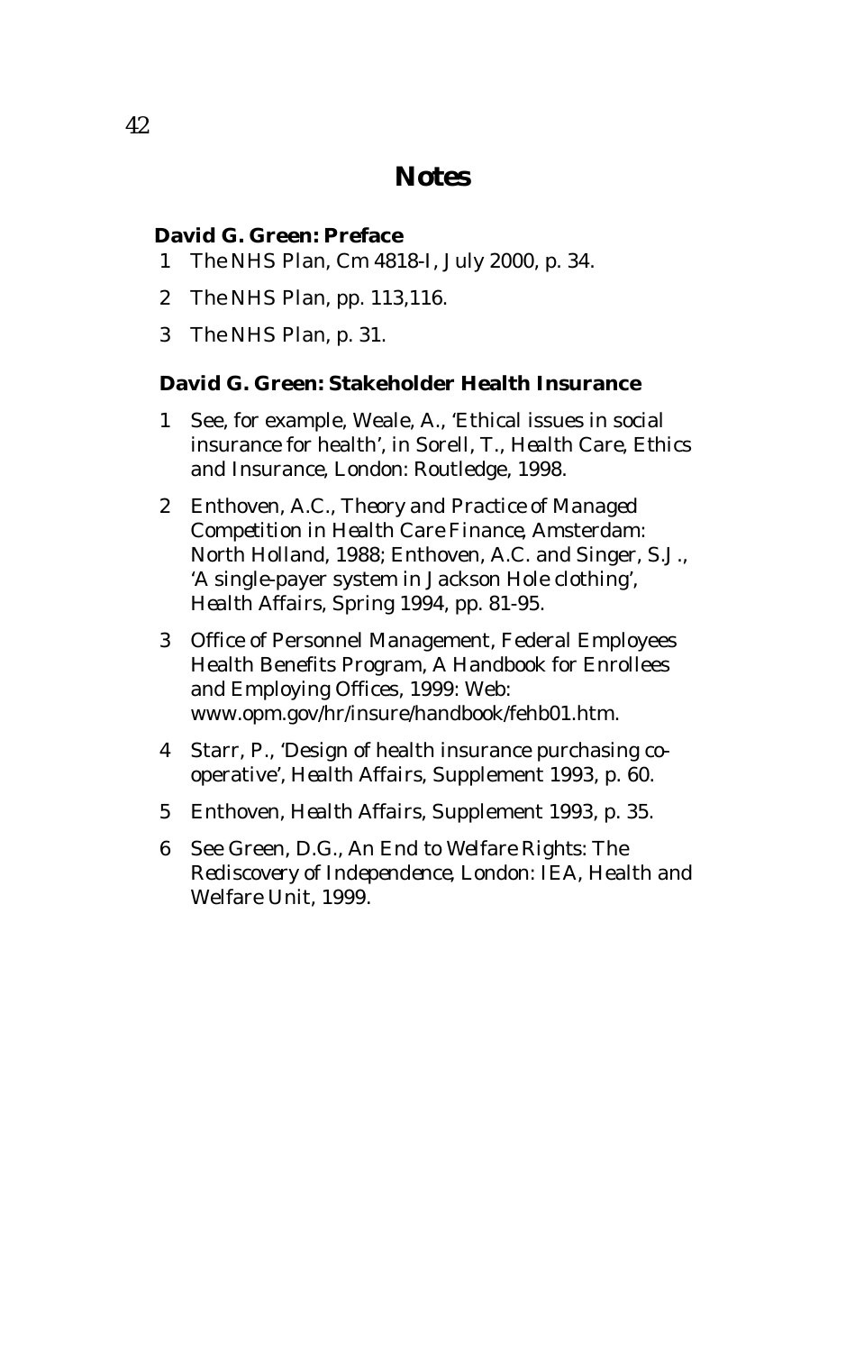# Notes

**David G. Green: Preface**

1 *The NHS Plan*, Cm 4818-I, July 2000, p. 34.

2 *The NHS Plan*, pp. 113,116.

3 *The NHS Plan*, p. 31.

**David G. Green: Stakeholder Health Insurance**

1 See, for example, Weale, A., 'Ethical issues in social insurance for health', in Sorell, T., *Health Care, Ethics and Insurance*, London: Routledge, 1998.

2 Enthoven, A.C., *Theory and Practice of Managed Competition in Health Care Finance*, Amsterdam: North Holland, 1988; Enthoven, A.C. and Singer, S.J., 'A single-payer system in Jackson Hole clothing', *Health Affairs*, Spring 1994, pp. 81-95.

3 Office of Personnel Management, Federal Employees Health Benefits Program, *A Handbook for Enrollees and Employing Offices*, 1999: Web: www.opm.gov/hr/insure/handbook/fehb01.htm.

4 Starr, P., 'Design of health insurance purchasing co-operative', *Health Affairs*, Supplement 1993, p. 60.

5 Enthoven, *Health Affairs*, Supplement 1993, p. 35.

6 See Green, D.G., *An End to Welfare Rights: The Rediscovery of Independence*, London: IEA, Health and Welfare Unit, 1999.